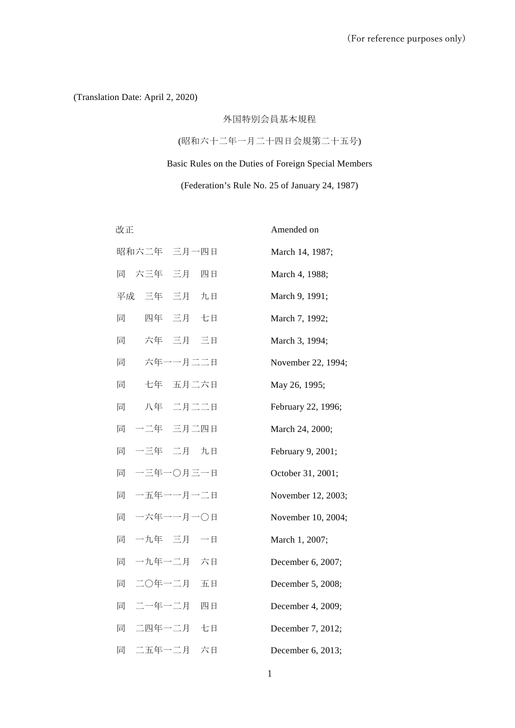（For reference purposes only）

(Translation Date: April 2, 2020)

# 外国特別会員基本規程

(昭和六十二年一月二十四日会規第二十五号)

# Basic Rules on the Duties of Foreign Special Members

(Federation’s Rule No. 25 of January 24, 1987)

| 改正 | Amended on |
|---|---|
| 昭和六二年　三月一四日 | March 14, 1987; |
| 同　六三年　三月　四日 | March 4, 1988; |
| 平成　三年　三月　九日 | March 9, 1991; |
| 同　　四年　三月　七日 | March 7, 1992; |
| 同　　六年　三月　三日 | March 3, 1994; |
| 同　　六年一一月二二日 | November 22, 1994; |
| 同　　七年　五月二六日 | May 26, 1995; |
| 同　　八年　二月二二日 | February 22, 1996; |
| 同　一二年　三月二四日 | March 24, 2000; |
| 同　一三年　二月　九日 | February 9, 2001; |
| 同　一三年一〇月三一日 | October 31, 2001; |
| 同　一五年一一月一二日 | November 12, 2003; |
| 同　一六年一一月一〇日 | November 10, 2004; |
| 同　一九年　三月　一日 | March 1, 2007; |
| 同　一九年一二月　六日 | December 6, 2007; |
| 同　二〇年一二月　五日 | December 5, 2008; |
| 同　二一年一二月　四日 | December 4, 2009; |
| 同　二四年一二月　七日 | December 7, 2012; |
| 同　二五年一二月　六日 | December 6, 2013; |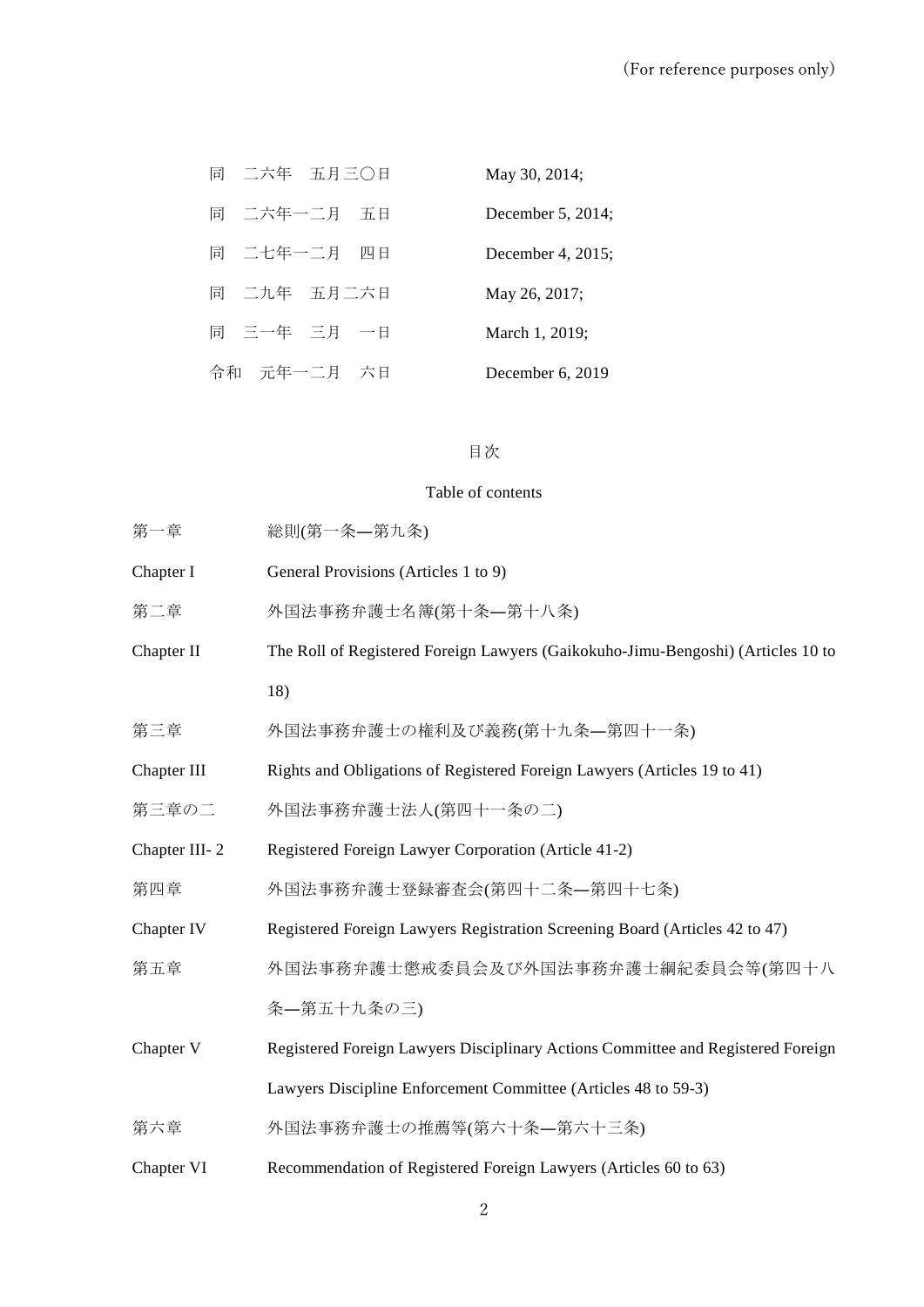| | |
|---|---|
| 同　二六年　五月三〇日 | May 30, 2014; |
| 同　二六年一二月　五日 | December 5, 2014; |
| 同　二七年一二月　四日 | December 4, 2015; |
| 同　二九年　五月二六日 | May 26, 2017; |
| 同　三一年　三月　一日 | March 1, 2019; |
| 令和　元年一二月　六日 | December 6, 2019 |

目次

Table of contents

| | |
|---|---|
| 第一章 | 総則(第一条―第九条) |
| Chapter I | General Provisions (Articles 1 to 9) |
| 第二章 | 外国法事務弁護士名簿(第十条―第十八条) |
| Chapter II | The Roll of Registered Foreign Lawyers (Gaikokuho-Jimu-Bengoshi) (Articles 10 to 18) |
| 第三章 | 外国法事務弁護士の権利及び義務(第十九条―第四十一条) |
| Chapter III | Rights and Obligations of Registered Foreign Lawyers (Articles 19 to 41) |
| 第三章の二 | 外国法事務弁護士法人(第四十一条の二) |
| Chapter III- 2 | Registered Foreign Lawyer Corporation (Article 41-2) |
| 第四章 | 外国法事務弁護士登録審査会(第四十二条―第四十七条) |
| Chapter IV | Registered Foreign Lawyers Registration Screening Board (Articles 42 to 47) |
| 第五章 | 外国法事務弁護士懲戒委員会及び外国法事務弁護士綱紀委員会等(第四十八条―第五十九条の三) |
| Chapter V | Registered Foreign Lawyers Disciplinary Actions Committee and Registered Foreign Lawyers Discipline Enforcement Committee (Articles 48 to 59-3) |
| 第六章 | 外国法事務弁護士の推薦等(第六十条―第六十三条) |
| Chapter VI | Recommendation of Registered Foreign Lawyers (Articles 60 to 63) |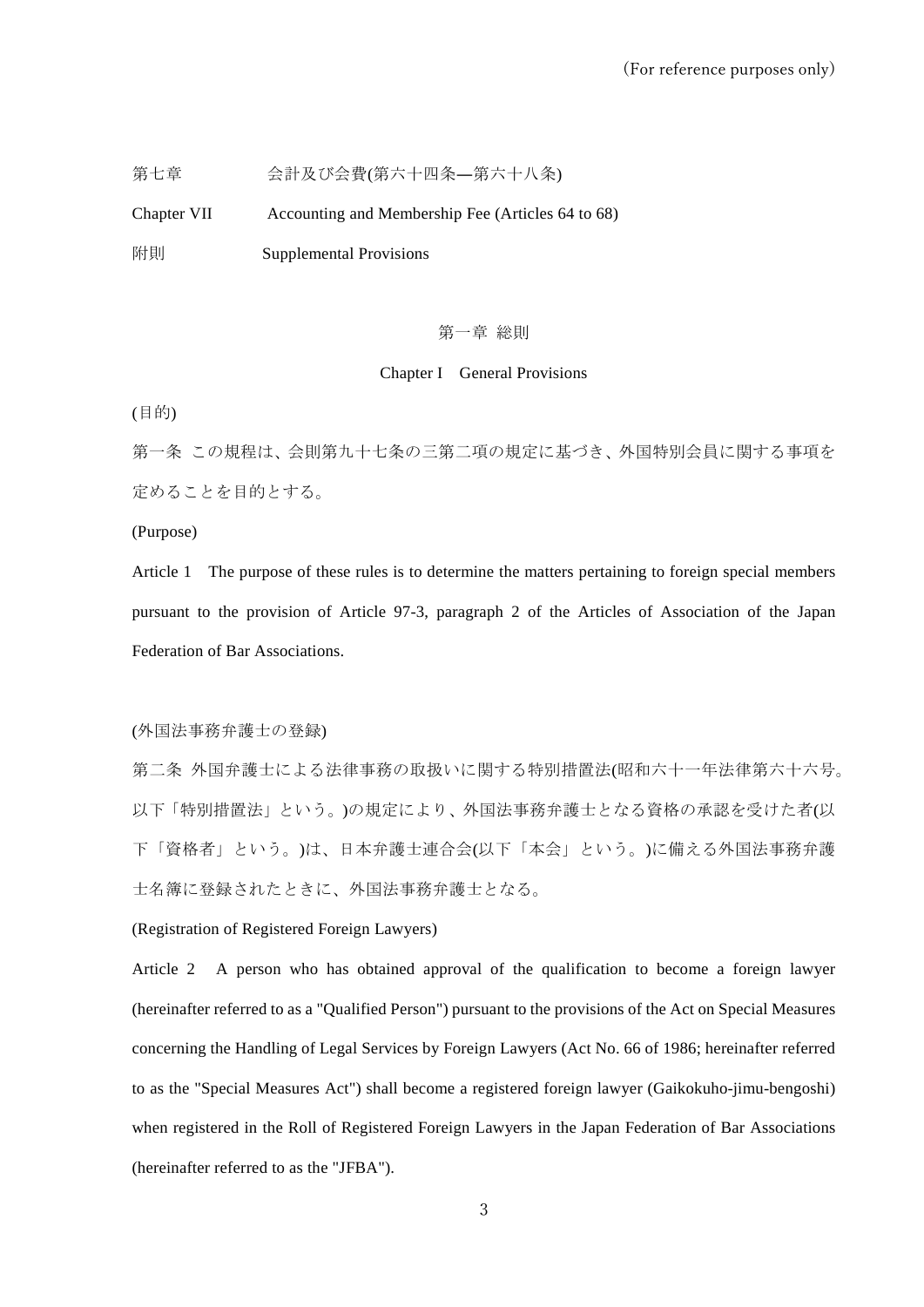(For reference purposes only)

第七章　　会計及び会費(第六十四条―第六十八条)

Chapter VII　　Accounting and Membership Fee (Articles 64 to 68)

附則　　Supplemental Provisions

## 第一章 総則

## Chapter I　General Provisions

(目的)

第一条 この規程は、会則第九十七条の三第二項の規定に基づき、外国特別会員に関する事項を定めることを目的とする。

(Purpose)

Article 1　The purpose of these rules is to determine the matters pertaining to foreign special members pursuant to the provision of Article 97-3, paragraph 2 of the Articles of Association of the Japan Federation of Bar Associations.

(外国法事務弁護士の登録)

第二条 外国弁護士による法律事務の取扱いに関する特別措置法(昭和六十一年法律第六十六号。以下「特別措置法」という。)の規定により、外国法事務弁護士となる資格の承認を受けた者(以下「資格者」という。)は、日本弁護士連合会(以下「本会」という。)に備える外国法事務弁護士名簿に登録されたときに、外国法事務弁護士となる。

(Registration of Registered Foreign Lawyers)

Article 2　A person who has obtained approval of the qualification to become a foreign lawyer (hereinafter referred to as a "Qualified Person") pursuant to the provisions of the Act on Special Measures concerning the Handling of Legal Services by Foreign Lawyers (Act No. 66 of 1986; hereinafter referred to as the "Special Measures Act") shall become a registered foreign lawyer (Gaikokuho-jimu-bengoshi) when registered in the Roll of Registered Foreign Lawyers in the Japan Federation of Bar Associations (hereinafter referred to as the "JFBA").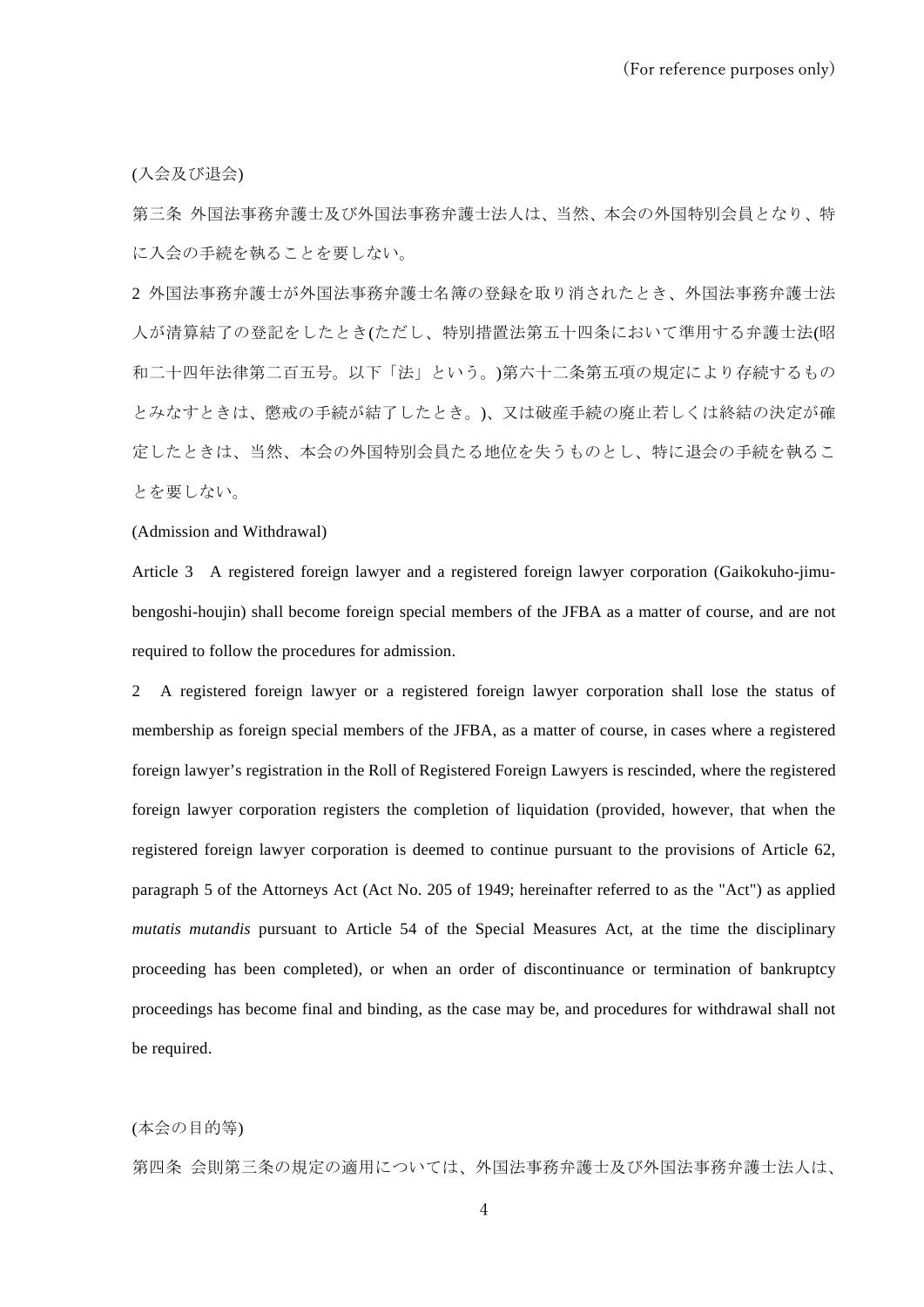(入会及び退会)

第三条 外国法事務弁護士及び外国法事務弁護士法人は、当然、本会の外国特別会員となり、特に入会の手続を執ることを要しない。

2 外国法事務弁護士が外国法事務弁護士名簿の登録を取り消されたとき、外国法事務弁護士法人が清算結了の登記をしたとき(ただし、特別措置法第五十四条において準用する弁護士法(昭和二十四年法律第二百五号。以下「法」という。)第六十二条第五項の規定により存続するものとみなすときは、懲戒の手続が結了したとき。)、又は破産手続の廃止若しくは終結の決定が確定したときは、当然、本会の外国特別会員たる地位を失うものとし、特に退会の手続を執ることを要しない。

(Admission and Withdrawal)

Article 3 A registered foreign lawyer and a registered foreign lawyer corporation (Gaikokuho-jimu-bengoshi-houjin) shall become foreign special members of the JFBA as a matter of course, and are not required to follow the procedures for admission.

2 A registered foreign lawyer or a registered foreign lawyer corporation shall lose the status of membership as foreign special members of the JFBA, as a matter of course, in cases where a registered foreign lawyer's registration in the Roll of Registered Foreign Lawyers is rescinded, where the registered foreign lawyer corporation registers the completion of liquidation (provided, however, that when the registered foreign lawyer corporation is deemed to continue pursuant to the provisions of Article 62, paragraph 5 of the Attorneys Act (Act No. 205 of 1949; hereinafter referred to as the "Act") as applied *mutatis mutandis* pursuant to Article 54 of the Special Measures Act, at the time the disciplinary proceeding has been completed), or when an order of discontinuance or termination of bankruptcy proceedings has become final and binding, as the case may be, and procedures for withdrawal shall not be required.

(本会の目的等)

第四条 会則第三条の規定の適用については、外国法事務弁護士及び外国法事務弁護士法人は、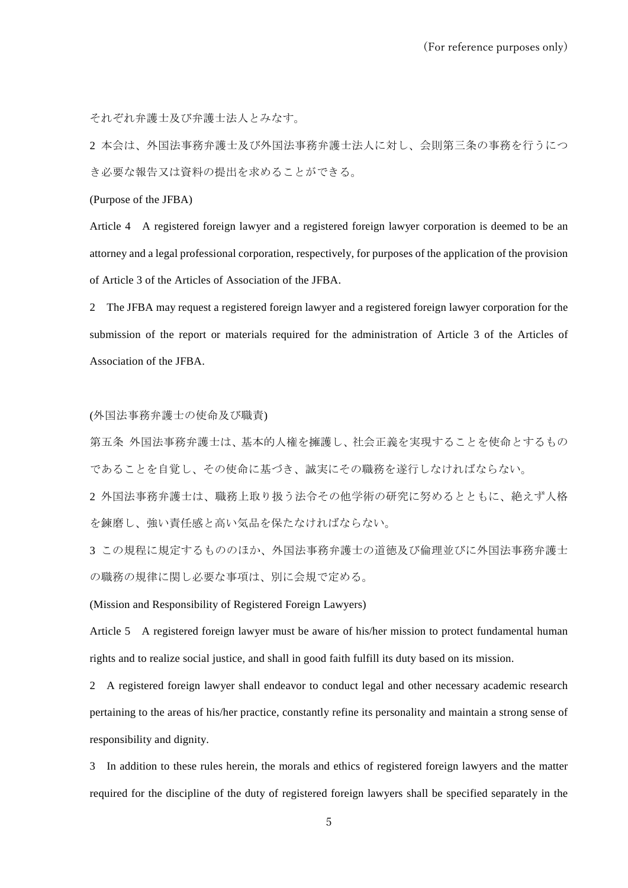それぞれ弁護士及び弁護士法人とみなす。

2 本会は、外国法事務弁護士及び外国法事務弁護士法人に対し、会則第三条の事務を行うにつき必要な報告又は資料の提出を求めることができる。

(Purpose of the JFBA)

Article 4 A registered foreign lawyer and a registered foreign lawyer corporation is deemed to be an attorney and a legal professional corporation, respectively, for purposes of the application of the provision of Article 3 of the Articles of Association of the JFBA.

2 The JFBA may request a registered foreign lawyer and a registered foreign lawyer corporation for the submission of the report or materials required for the administration of Article 3 of the Articles of Association of the JFBA.

(外国法事務弁護士の使命及び職責)

第五条 外国法事務弁護士は、基本的人権を擁護し、社会正義を実現することを使命とするものであることを自覚し、その使命に基づき、誠実にその職務を遂行しなければならない。

2 外国法事務弁護士は、職務上取り扱う法令その他学術の研究に努めるとともに、絶えず人格を錬磨し、強い責任感と高い気品を保たなければならない。

3 この規程に規定するもののほか、外国法事務弁護士の道徳及び倫理並びに外国法事務弁護士の職務の規律に関し必要な事項は、別に会規で定める。

(Mission and Responsibility of Registered Foreign Lawyers)

Article 5 A registered foreign lawyer must be aware of his/her mission to protect fundamental human rights and to realize social justice, and shall in good faith fulfill its duty based on its mission.

2 A registered foreign lawyer shall endeavor to conduct legal and other necessary academic research pertaining to the areas of his/her practice, constantly refine its personality and maintain a strong sense of responsibility and dignity.

3 In addition to these rules herein, the morals and ethics of registered foreign lawyers and the matter required for the discipline of the duty of registered foreign lawyers shall be specified separately in the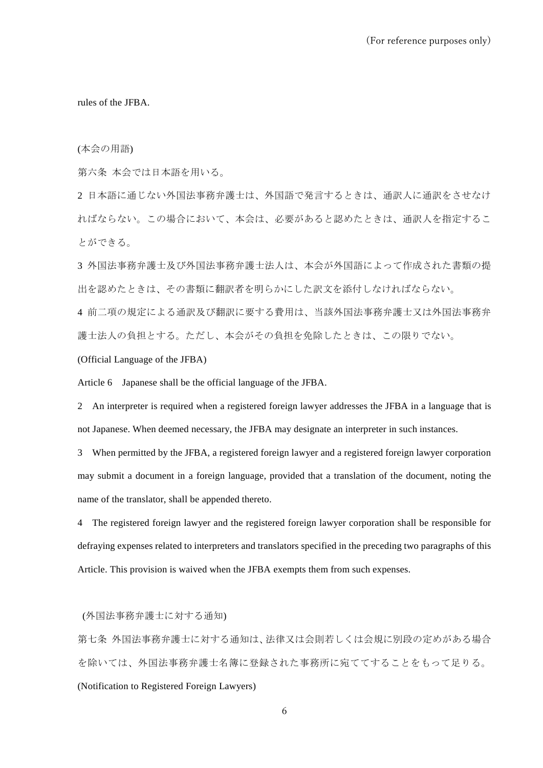rules of the JFBA.

(本会の用語)

第六条 本会では日本語を用いる。

2 日本語に通じない外国法事務弁護士は、外国語で発言するときは、通訳人に通訳をさせなければならない。この場合において、本会は、必要があると認めたときは、通訳人を指定することができる。

3 外国法事務弁護士及び外国法事務弁護士法人は、本会が外国語によって作成された書類の提出を認めたときは、その書類に翻訳者を明らかにした訳文を添付しなければならない。

4 前二項の規定による通訳及び翻訳に要する費用は、当該外国法事務弁護士又は外国法事務弁護士法人の負担とする。ただし、本会がその負担を免除したときは、この限りでない。

(Official Language of the JFBA)

Article 6 Japanese shall be the official language of the JFBA.

2 An interpreter is required when a registered foreign lawyer addresses the JFBA in a language that is not Japanese. When deemed necessary, the JFBA may designate an interpreter in such instances.

3 When permitted by the JFBA, a registered foreign lawyer and a registered foreign lawyer corporation may submit a document in a foreign language, provided that a translation of the document, noting the name of the translator, shall be appended thereto.

4 The registered foreign lawyer and the registered foreign lawyer corporation shall be responsible for defraying expenses related to interpreters and translators specified in the preceding two paragraphs of this Article. This provision is waived when the JFBA exempts them from such expenses.

(外国法事務弁護士に対する通知)

第七条 外国法事務弁護士に対する通知は、法律又は会則若しくは会規に別段の定めがある場合を除いては、外国法事務弁護士名簿に登録された事務所に宛ててすることをもって足りる。

(Notification to Registered Foreign Lawyers)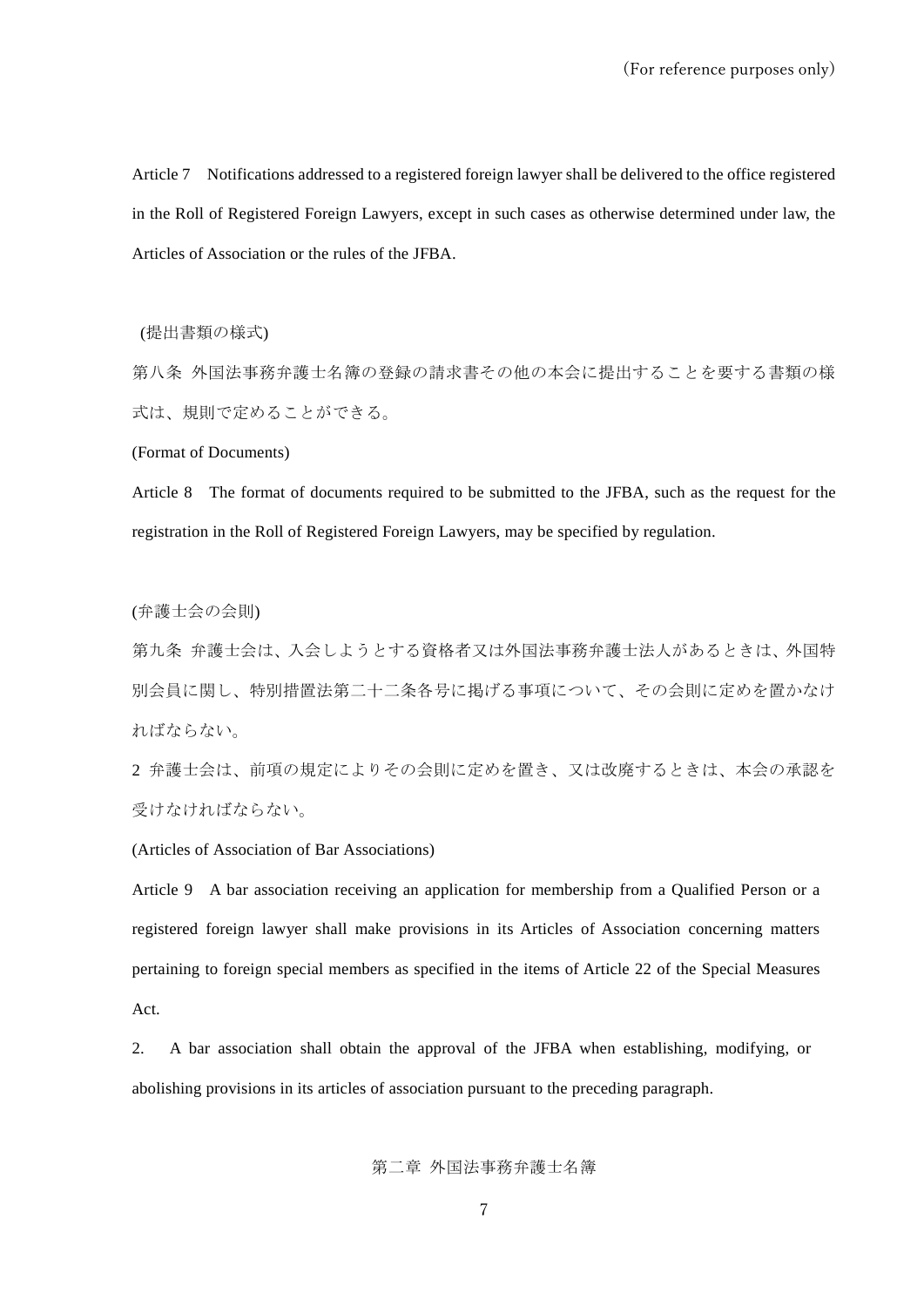Article 7 Notifications addressed to a registered foreign lawyer shall be delivered to the office registered in the Roll of Registered Foreign Lawyers, except in such cases as otherwise determined under law, the Articles of Association or the rules of the JFBA.

(提出書類の様式)

第八条 外国法事務弁護士名簿の登録の請求書その他の本会に提出することを要する書類の様式は、規則で定めることができる。

(Format of Documents)

Article 8 The format of documents required to be submitted to the JFBA, such as the request for the registration in the Roll of Registered Foreign Lawyers, may be specified by regulation.

(弁護士会の会則)

第九条 弁護士会は、入会しようとする資格者又は外国法事務弁護士法人があるときは、外国特別会員に関し、特別措置法第二十二条各号に掲げる事項について、その会則に定めを置かなければならない。

2 弁護士会は、前項の規定によりその会則に定めを置き、又は改廃するときは、本会の承認を受けなければならない。

(Articles of Association of Bar Associations)

Article 9 A bar association receiving an application for membership from a Qualified Person or a registered foreign lawyer shall make provisions in its Articles of Association concerning matters pertaining to foreign special members as specified in the items of Article 22 of the Special Measures Act.

2. A bar association shall obtain the approval of the JFBA when establishing, modifying, or abolishing provisions in its articles of association pursuant to the preceding paragraph.

## 第二章 外国法事務弁護士名簿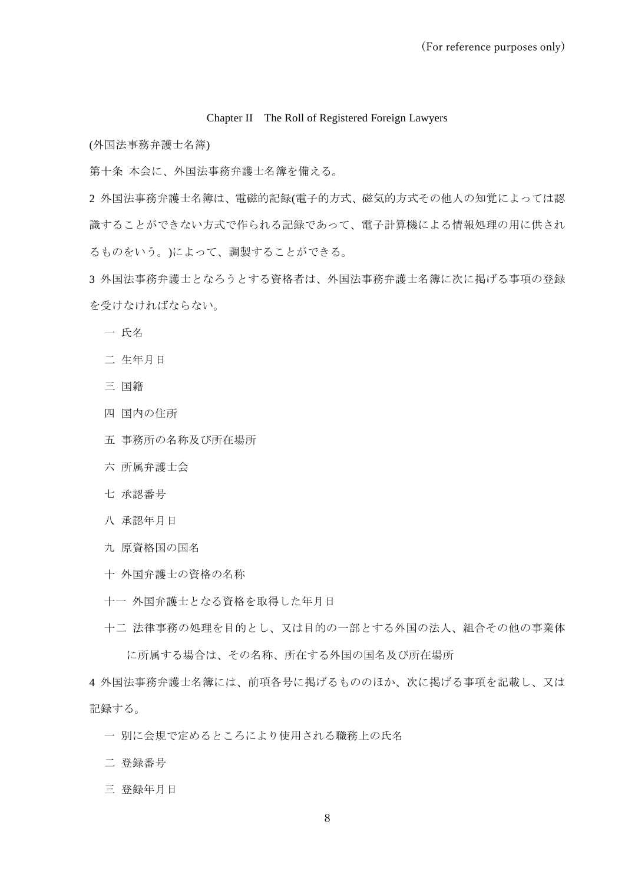## Chapter II　The Roll of Registered Foreign Lawyers

(外国法事務弁護士名簿)

第十条 本会に、外国法事務弁護士名簿を備える。

2 外国法事務弁護士名簿は、電磁的記録(電子的方式、磁気的方式その他人の知覚によっては認識することができない方式で作られる記録であって、電子計算機による情報処理の用に供されるものをいう。)によって、調製することができる。

3 外国法事務弁護士となろうとする資格者は、外国法事務弁護士名簿に次に掲げる事項の登録を受けなければならない。

一 氏名

二 生年月日

三 国籍

四 国内の住所

五 事務所の名称及び所在場所

六 所属弁護士会

七 承認番号

八 承認年月日

九 原資格国の国名

十 外国弁護士の資格の名称

十一 外国弁護士となる資格を取得した年月日

十二 法律事務の処理を目的とし、又は目的の一部とする外国の法人、組合その他の事業体に所属する場合は、その名称、所在する外国の国名及び所在場所

4 外国法事務弁護士名簿には、前項各号に掲げるもののほか、次に掲げる事項を記載し、又は記録する。

一 別に会規で定めるところにより使用される職務上の氏名

二 登録番号

三 登録年月日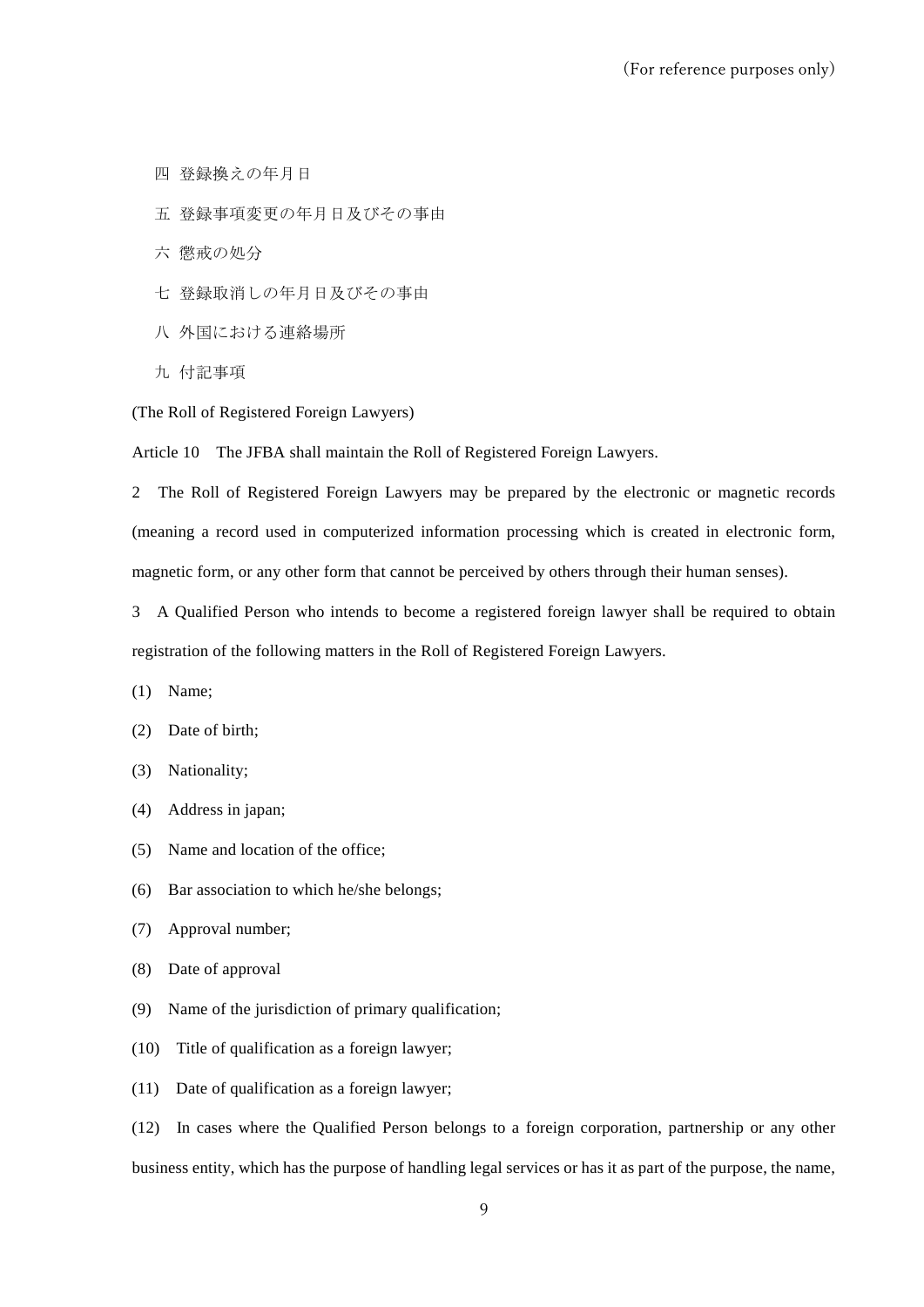四 登録換えの年月日

五 登録事項変更の年月日及びその事由

六 懲戒の処分

七 登録取消しの年月日及びその事由

八 外国における連絡場所

九 付記事項

(The Roll of Registered Foreign Lawyers)

Article 10　The JFBA shall maintain the Roll of Registered Foreign Lawyers.

2　The Roll of Registered Foreign Lawyers may be prepared by the electronic or magnetic records (meaning a record used in computerized information processing which is created in electronic form, magnetic form, or any other form that cannot be perceived by others through their human senses).

3　A Qualified Person who intends to become a registered foreign lawyer shall be required to obtain registration of the following matters in the Roll of Registered Foreign Lawyers.

(1)　Name;

(2)　Date of birth;

(3)　Nationality;

(4)　Address in japan;

(5)　Name and location of the office;

(6)　Bar association to which he/she belongs;

(7)　Approval number;

(8)　Date of approval

(9)　Name of the jurisdiction of primary qualification;

(10)　Title of qualification as a foreign lawyer;

(11)　Date of qualification as a foreign lawyer;

(12)　In cases where the Qualified Person belongs to a foreign corporation, partnership or any other business entity, which has the purpose of handling legal services or has it as part of the purpose, the name,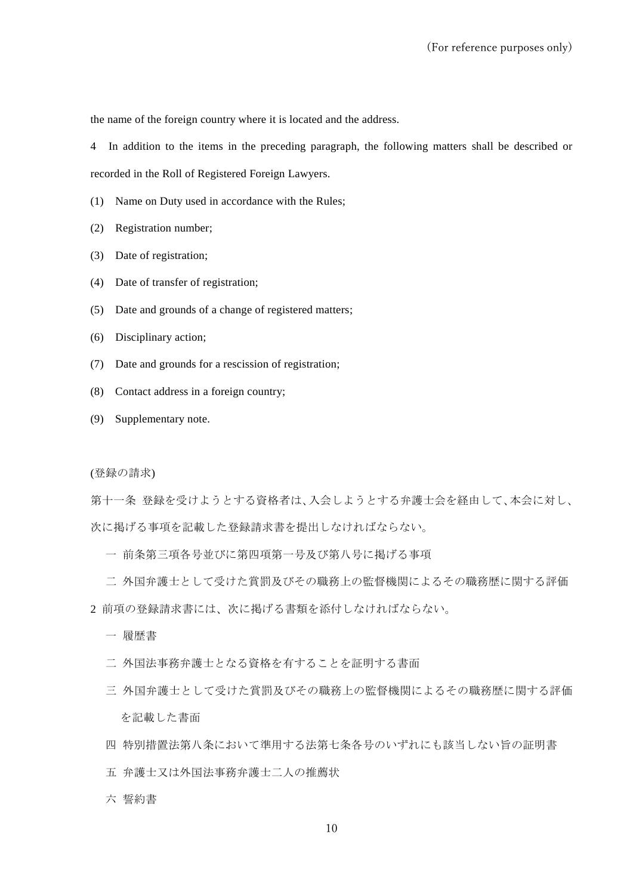the name of the foreign country where it is located and the address.

4　In addition to the items in the preceding paragraph, the following matters shall be described or recorded in the Roll of Registered Foreign Lawyers.

(1)　Name on Duty used in accordance with the Rules;

(2)　Registration number;

(3)　Date of registration;

(4)　Date of transfer of registration;

(5)　Date and grounds of a change of registered matters;

(6)　Disciplinary action;

(7)　Date and grounds for a rescission of registration;

(8)　Contact address in a foreign country;

(9)　Supplementary note.

(登録の請求)

第十一条 登録を受けようとする資格者は、入会しようとする弁護士会を経由して、本会に対し、次に掲げる事項を記載した登録請求書を提出しなければならない。

一 前条第三項各号並びに第四項第一号及び第八号に掲げる事項

二 外国弁護士として受けた賞罰及びその職務上の監督機関によるその職務歴に関する評価

2 前項の登録請求書には、次に掲げる書類を添付しなければならない。

一 履歴書

二 外国法事務弁護士となる資格を有することを証明する書面

三 外国弁護士として受けた賞罰及びその職務上の監督機関によるその職務歴に関する評価を記載した書面

四 特別措置法第八条において準用する法第七条各号のいずれにも該当しない旨の証明書

五 弁護士又は外国法事務弁護士二人の推薦状

六 誓約書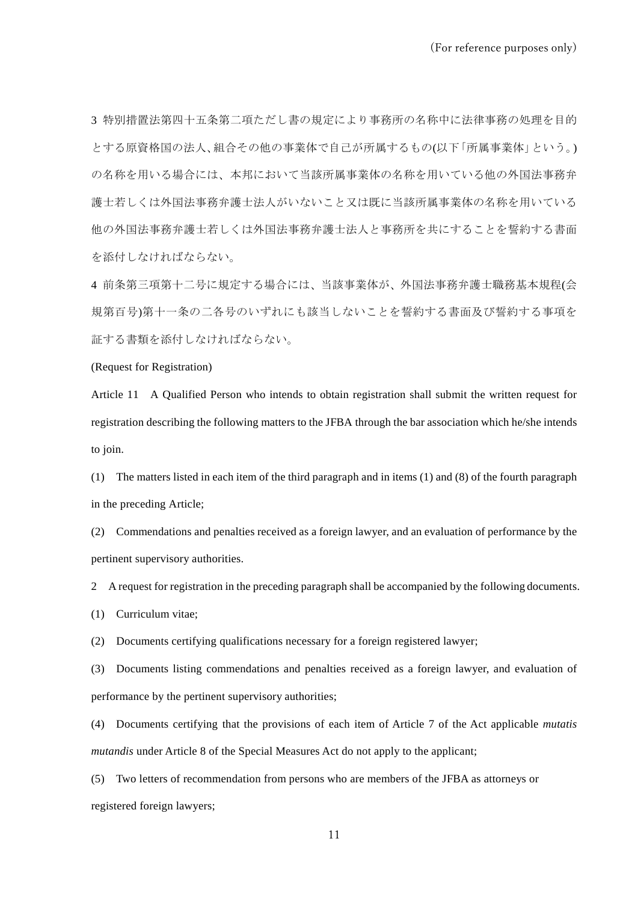3 特別措置法第四十五条第二項ただし書の規定により事務所の名称中に法律事務の処理を目的とする原資格国の法人､組合その他の事業体で自己が所属するもの(以下｢所属事業体｣という。)の名称を用いる場合には、本邦において当該所属事業体の名称を用いている他の外国法事務弁護士若しくは外国法事務弁護士法人がいないこと又は既に当該所属事業体の名称を用いている他の外国法事務弁護士若しくは外国法事務弁護士法人と事務所を共にすることを誓約する書面を添付しなければならない。

4 前条第三項第十二号に規定する場合には、当該事業体が、外国法事務弁護士職務基本規程(会規第百号)第十一条の二各号のいずれにも該当しないことを誓約する書面及び誓約する事項を証する書類を添付しなければならない。

(Request for Registration)

Article 11 A Qualified Person who intends to obtain registration shall submit the written request for registration describing the following matters to the JFBA through the bar association which he/she intends to join.

(1) The matters listed in each item of the third paragraph and in items (1) and (8) of the fourth paragraph in the preceding Article;

(2) Commendations and penalties received as a foreign lawyer, and an evaluation of performance by the pertinent supervisory authorities.

2 A request for registration in the preceding paragraph shall be accompanied by the following documents.

(1) Curriculum vitae;

(2) Documents certifying qualifications necessary for a foreign registered lawyer;

(3) Documents listing commendations and penalties received as a foreign lawyer, and evaluation of performance by the pertinent supervisory authorities;

(4) Documents certifying that the provisions of each item of Article 7 of the Act applicable *mutatis mutandis* under Article 8 of the Special Measures Act do not apply to the applicant;

(5) Two letters of recommendation from persons who are members of the JFBA as attorneys or registered foreign lawyers;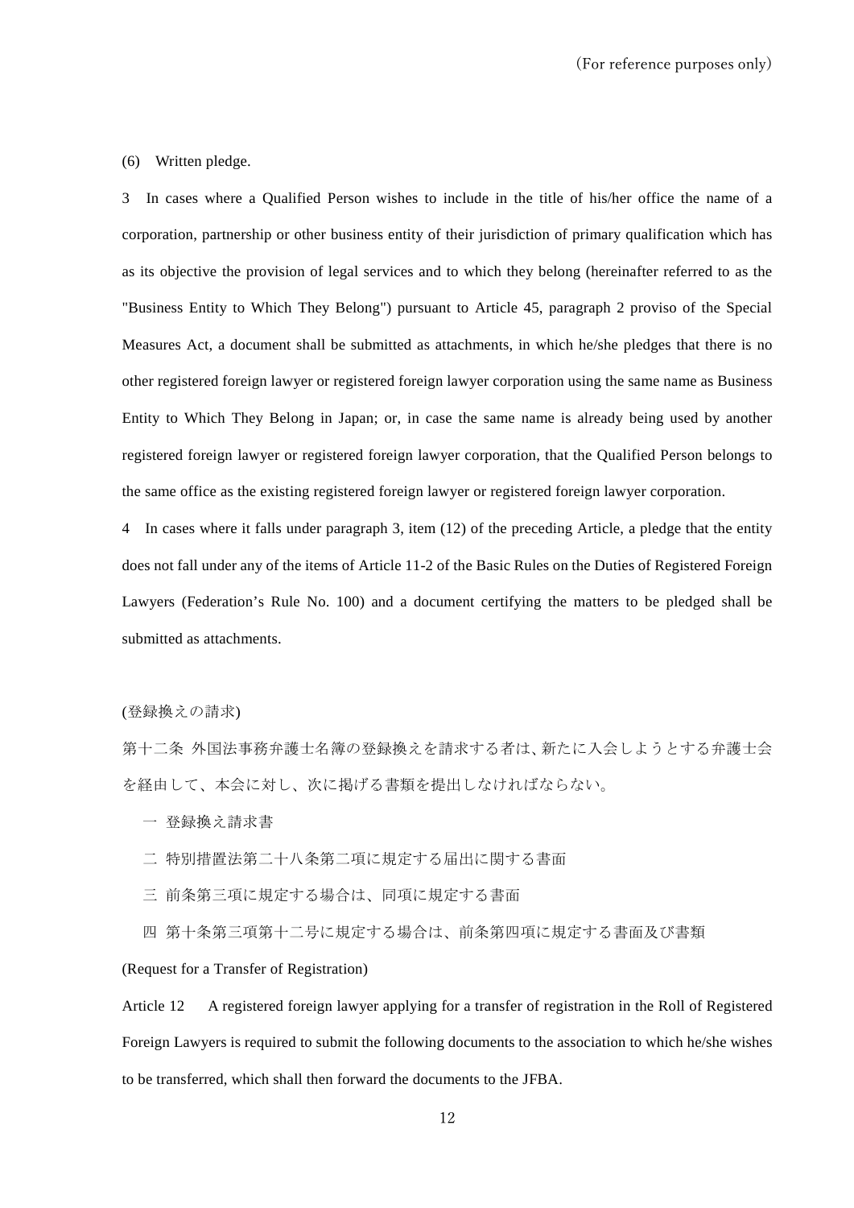(6) Written pledge.

3 In cases where a Qualified Person wishes to include in the title of his/her office the name of a corporation, partnership or other business entity of their jurisdiction of primary qualification which has as its objective the provision of legal services and to which they belong (hereinafter referred to as the "Business Entity to Which They Belong") pursuant to Article 45, paragraph 2 proviso of the Special Measures Act, a document shall be submitted as attachments, in which he/she pledges that there is no other registered foreign lawyer or registered foreign lawyer corporation using the same name as Business Entity to Which They Belong in Japan; or, in case the same name is already being used by another registered foreign lawyer or registered foreign lawyer corporation, that the Qualified Person belongs to the same office as the existing registered foreign lawyer or registered foreign lawyer corporation.

4 In cases where it falls under paragraph 3, item (12) of the preceding Article, a pledge that the entity does not fall under any of the items of Article 11-2 of the Basic Rules on the Duties of Registered Foreign Lawyers (Federation's Rule No. 100) and a document certifying the matters to be pledged shall be submitted as attachments.

(登録換えの請求)

第十二条 外国法事務弁護士名簿の登録換えを請求する者は、新たに入会しようとする弁護士会を経由して、本会に対し、次に掲げる書類を提出しなければならない。

一 登録換え請求書

二 特別措置法第二十八条第二項に規定する届出に関する書面

三 前条第三項に規定する場合は、同項に規定する書面

四 第十条第三項第十二号に規定する場合は、前条第四項に規定する書面及び書類

(Request for a Transfer of Registration)

Article 12 A registered foreign lawyer applying for a transfer of registration in the Roll of Registered Foreign Lawyers is required to submit the following documents to the association to which he/she wishes to be transferred, which shall then forward the documents to the JFBA.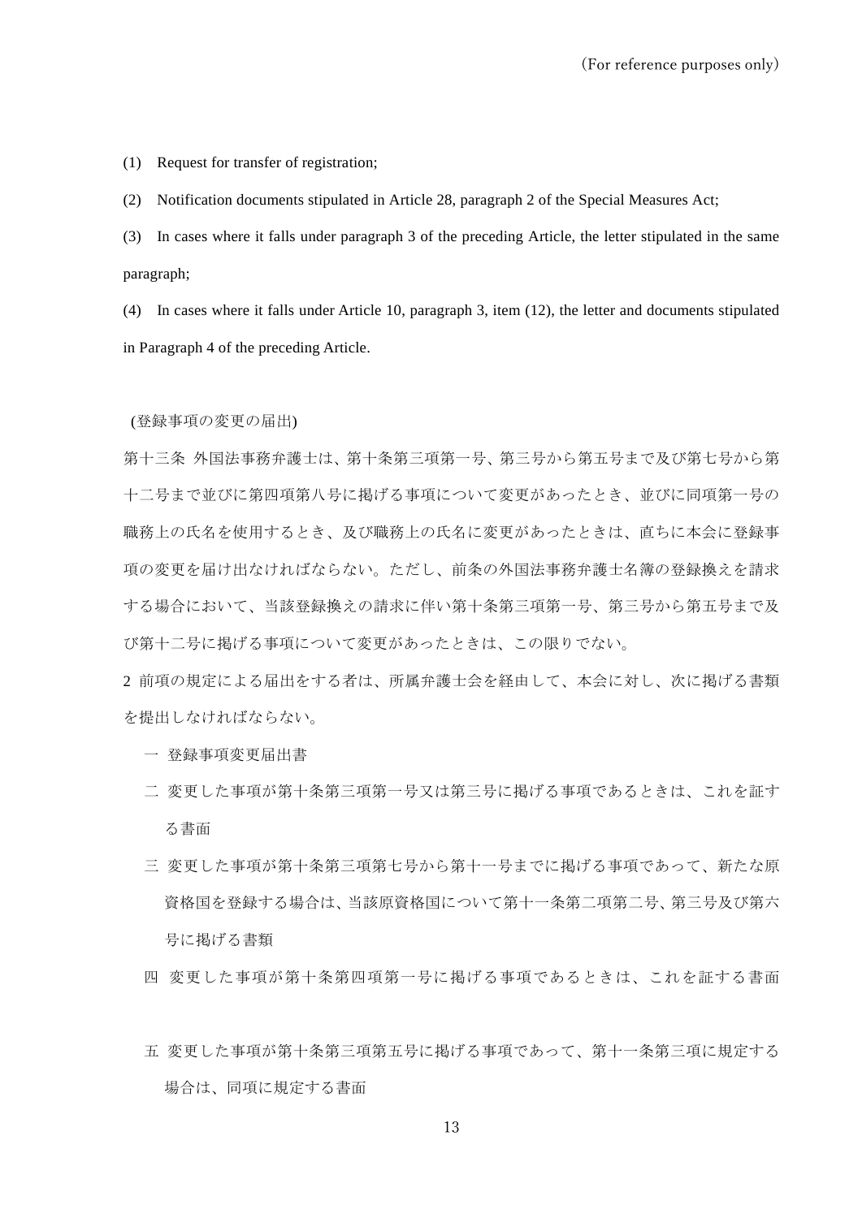(For reference purposes only)

(1) Request for transfer of registration;

(2) Notification documents stipulated in Article 28, paragraph 2 of the Special Measures Act;

(3) In cases where it falls under paragraph 3 of the preceding Article, the letter stipulated in the same paragraph;

(4) In cases where it falls under Article 10, paragraph 3, item (12), the letter and documents stipulated in Paragraph 4 of the preceding Article.

(登録事項の変更の届出)

第十三条 外国法事務弁護士は、第十条第三項第一号、第三号から第五号まで及び第七号から第十二号まで並びに第四項第八号に掲げる事項について変更があったとき、並びに同項第一号の職務上の氏名を使用するとき、及び職務上の氏名に変更があったときは、直ちに本会に登録事項の変更を届け出なければならない。ただし、前条の外国法事務弁護士名簿の登録換えを請求する場合において、当該登録換えの請求に伴い第十条第三項第一号、第三号から第五号まで及び第十二号に掲げる事項について変更があったときは、この限りでない。

2 前項の規定による届出をする者は、所属弁護士会を経由して、本会に対し、次に掲げる書類を提出しなければならない。

一 登録事項変更届出書

二 変更した事項が第十条第三項第一号又は第三号に掲げる事項であるときは、これを証する書面

三 変更した事項が第十条第三項第七号から第十一号までに掲げる事項であって、新たな原資格国を登録する場合は、当該原資格国について第十一条第二項第二号、第三号及び第六号に掲げる書類

四 変更した事項が第十条第四項第一号に掲げる事項であるときは、これを証する書面

五 変更した事項が第十条第三項第五号に掲げる事項であって、第十一条第三項に規定する場合は、同項に規定する書面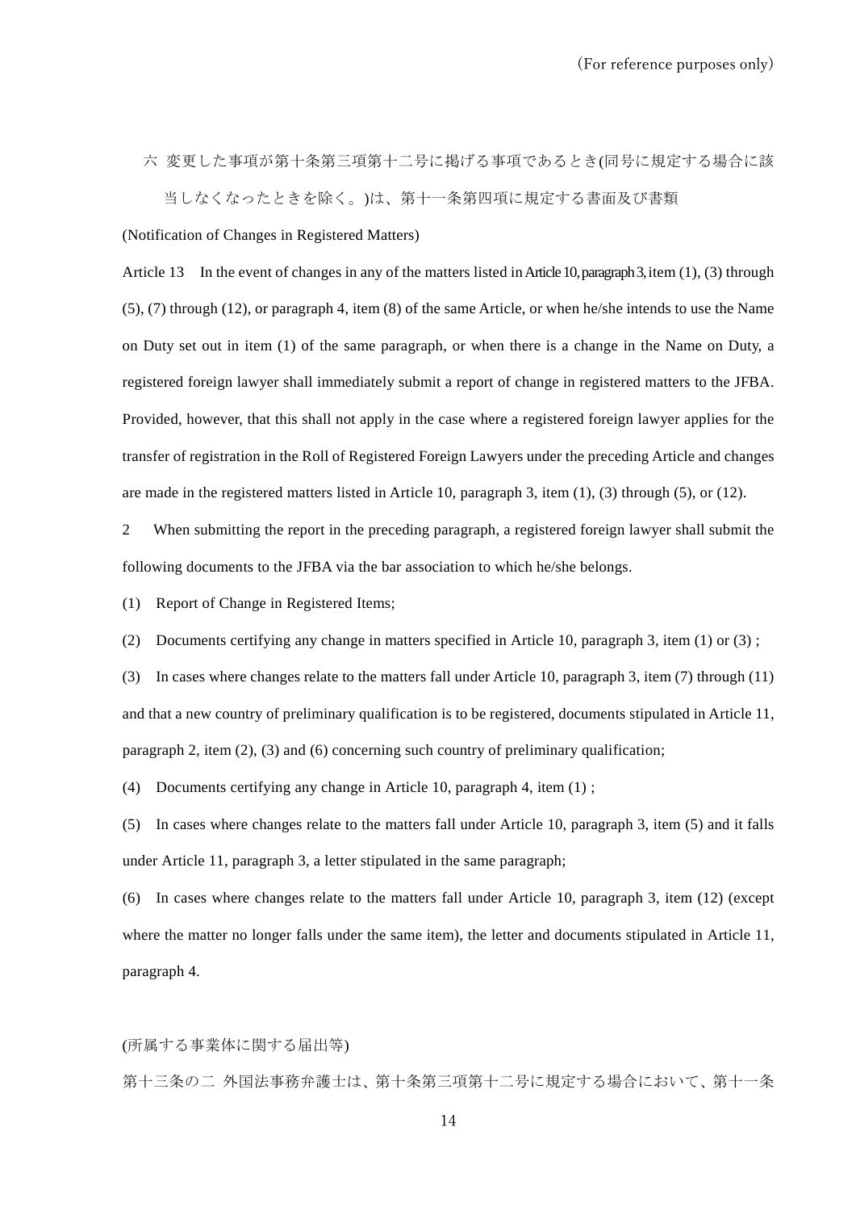六　変更した事項が第十条第三項第十二号に掲げる事項であるとき(同号に規定する場合に該当しなくなったときを除く。)は、第十一条第四項に規定する書面及び書類

(Notification of Changes in Registered Matters)

Article 13　In the event of changes in any of the matters listed in Article 10, paragraph 3, item (1), (3) through (5), (7) through (12), or paragraph 4, item (8) of the same Article, or when he/she intends to use the Name on Duty set out in item (1) of the same paragraph, or when there is a change in the Name on Duty, a registered foreign lawyer shall immediately submit a report of change in registered matters to the JFBA. Provided, however, that this shall not apply in the case where a registered foreign lawyer applies for the transfer of registration in the Roll of Registered Foreign Lawyers under the preceding Article and changes are made in the registered matters listed in Article 10, paragraph 3, item (1), (3) through (5), or (12).

2　When submitting the report in the preceding paragraph, a registered foreign lawyer shall submit the following documents to the JFBA via the bar association to which he/she belongs.

(1)　Report of Change in Registered Items;

(2)　Documents certifying any change in matters specified in Article 10, paragraph 3, item (1) or (3) ;

(3)　In cases where changes relate to the matters fall under Article 10, paragraph 3, item (7) through (11) and that a new country of preliminary qualification is to be registered, documents stipulated in Article 11, paragraph 2, item (2), (3) and (6) concerning such country of preliminary qualification;

(4)　Documents certifying any change in Article 10, paragraph 4, item (1) ;

(5)　In cases where changes relate to the matters fall under Article 10, paragraph 3, item (5) and it falls under Article 11, paragraph 3, a letter stipulated in the same paragraph;

(6)　In cases where changes relate to the matters fall under Article 10, paragraph 3, item (12) (except where the matter no longer falls under the same item), the letter and documents stipulated in Article 11, paragraph 4.

(所属する事業体に関する届出等)

第十三条の二　外国法事務弁護士は、第十条第三項第十二号に規定する場合において、第十一条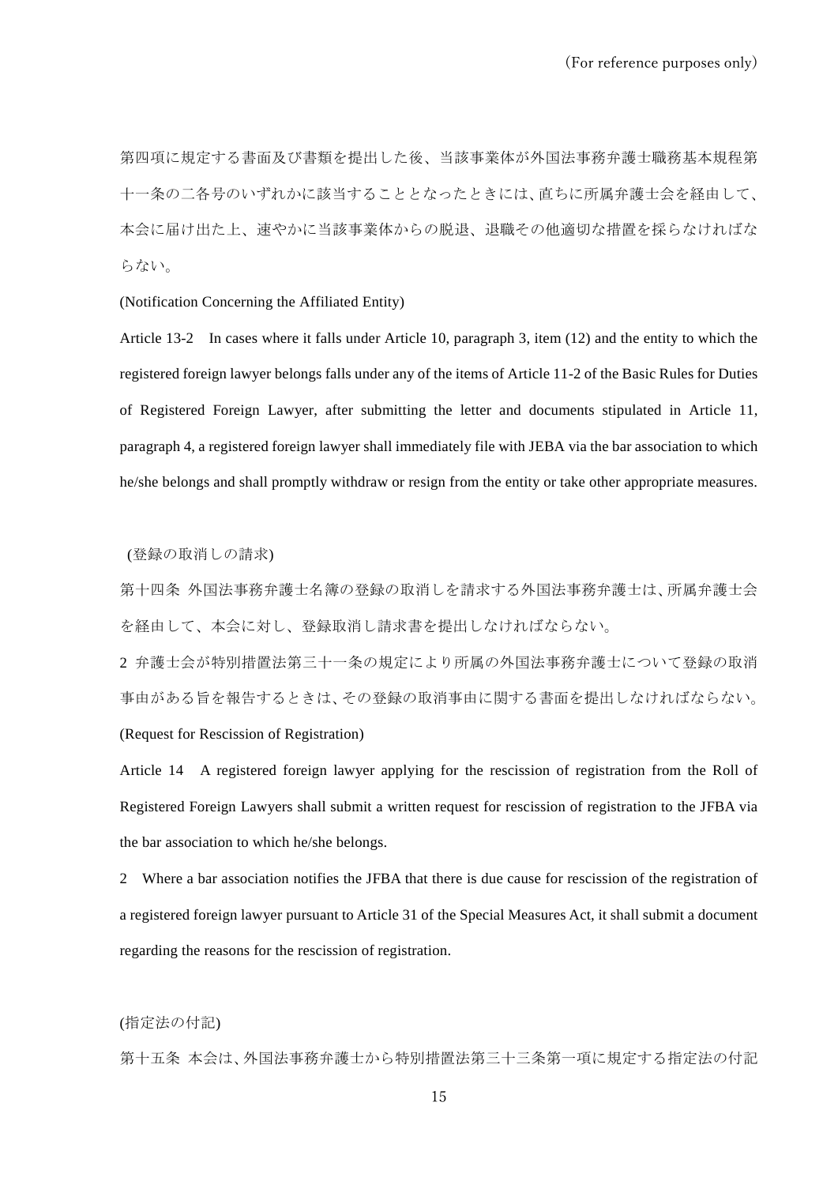第四項に規定する書面及び書類を提出した後、当該事業体が外国法事務弁護士職務基本規程第十一条の二各号のいずれかに該当することとなったときには、直ちに所属弁護士会を経由して、本会に届け出た上、速やかに当該事業体からの脱退、退職その他適切な措置を採らなければならない。

(Notification Concerning the Affiliated Entity)

Article 13-2　In cases where it falls under Article 10, paragraph 3, item (12) and the entity to which the registered foreign lawyer belongs falls under any of the items of Article 11-2 of the Basic Rules for Duties of Registered Foreign Lawyer, after submitting the letter and documents stipulated in Article 11, paragraph 4, a registered foreign lawyer shall immediately file with JEBA via the bar association to which he/she belongs and shall promptly withdraw or resign from the entity or take other appropriate measures.

(登録の取消しの請求)

第十四条 外国法事務弁護士名簿の登録の取消しを請求する外国法事務弁護士は、所属弁護士会を経由して、本会に対し、登録取消し請求書を提出しなければならない。

2 弁護士会が特別措置法第三十一条の規定により所属の外国法事務弁護士について登録の取消事由がある旨を報告するときは、その登録の取消事由に関する書面を提出しなければならない。

(Request for Rescission of Registration)

Article 14　A registered foreign lawyer applying for the rescission of registration from the Roll of Registered Foreign Lawyers shall submit a written request for rescission of registration to the JFBA via the bar association to which he/she belongs.

2　Where a bar association notifies the JFBA that there is due cause for rescission of the registration of a registered foreign lawyer pursuant to Article 31 of the Special Measures Act, it shall submit a document regarding the reasons for the rescission of registration.

(指定法の付記)

第十五条 本会は、外国法事務弁護士から特別措置法第三十三条第一項に規定する指定法の付記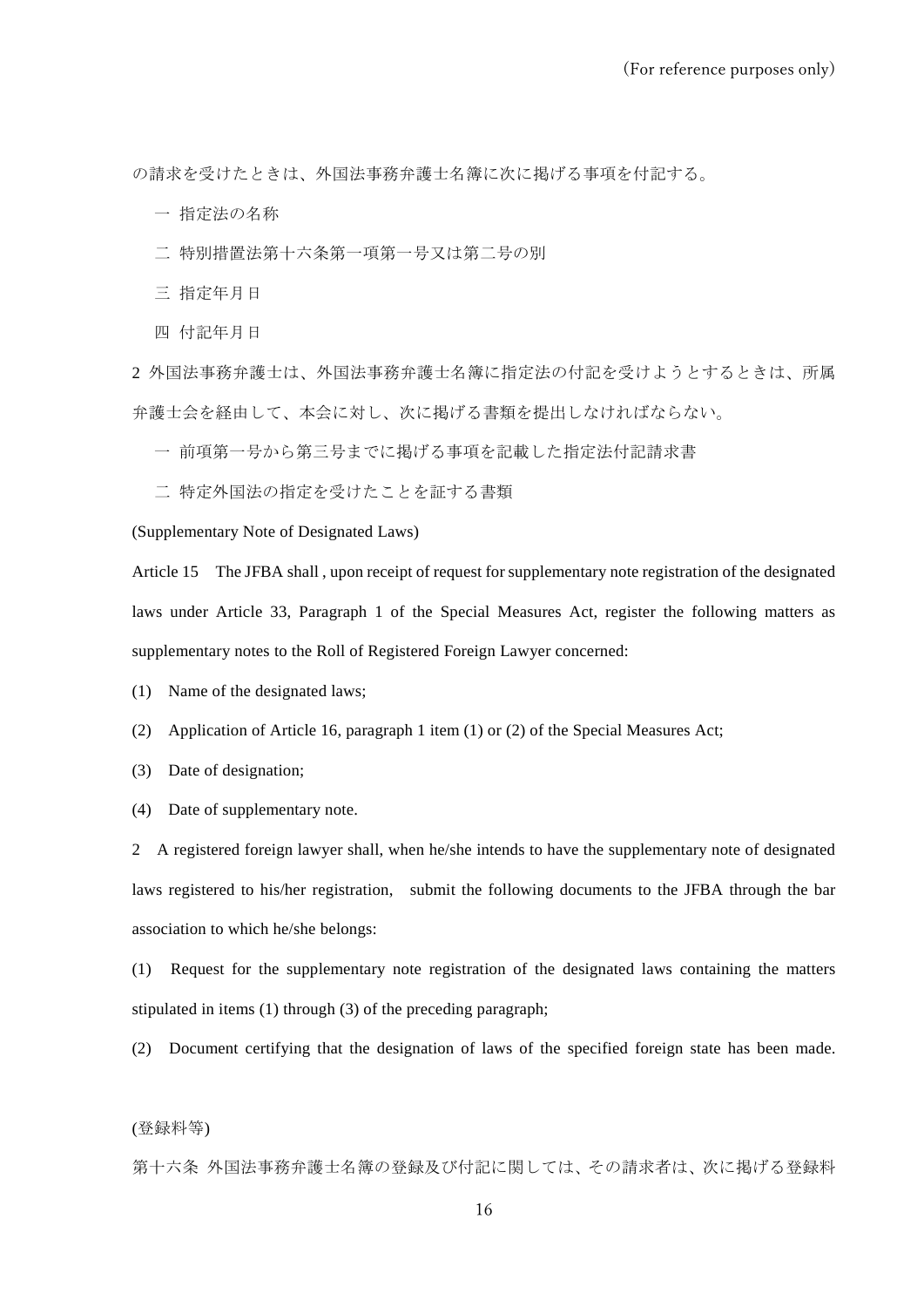の請求を受けたときは、外国法事務弁護士名簿に次に掲げる事項を付記する。

一 指定法の名称

二 特別措置法第十六条第一項第一号又は第二号の別

三 指定年月日

四 付記年月日

2 外国法事務弁護士は、外国法事務弁護士名簿に指定法の付記を受けようとするときは、所属弁護士会を経由して、本会に対し、次に掲げる書類を提出しなければならない。

一 前項第一号から第三号までに掲げる事項を記載した指定法付記請求書

二 特定外国法の指定を受けたことを証する書類

(Supplementary Note of Designated Laws)

Article 15 The JFBA shall , upon receipt of request for supplementary note registration of the designated laws under Article 33, Paragraph 1 of the Special Measures Act, register the following matters as supplementary notes to the Roll of Registered Foreign Lawyer concerned:

(1) Name of the designated laws;

(2) Application of Article 16, paragraph 1 item (1) or (2) of the Special Measures Act;

(3) Date of designation;

(4) Date of supplementary note.

2 A registered foreign lawyer shall, when he/she intends to have the supplementary note of designated laws registered to his/her registration, submit the following documents to the JFBA through the bar association to which he/she belongs:

(1) Request for the supplementary note registration of the designated laws containing the matters stipulated in items (1) through (3) of the preceding paragraph;

(2) Document certifying that the designation of laws of the specified foreign state has been made.

(登録料等)

第十六条 外国法事務弁護士名簿の登録及び付記に関しては、その請求者は、次に掲げる登録料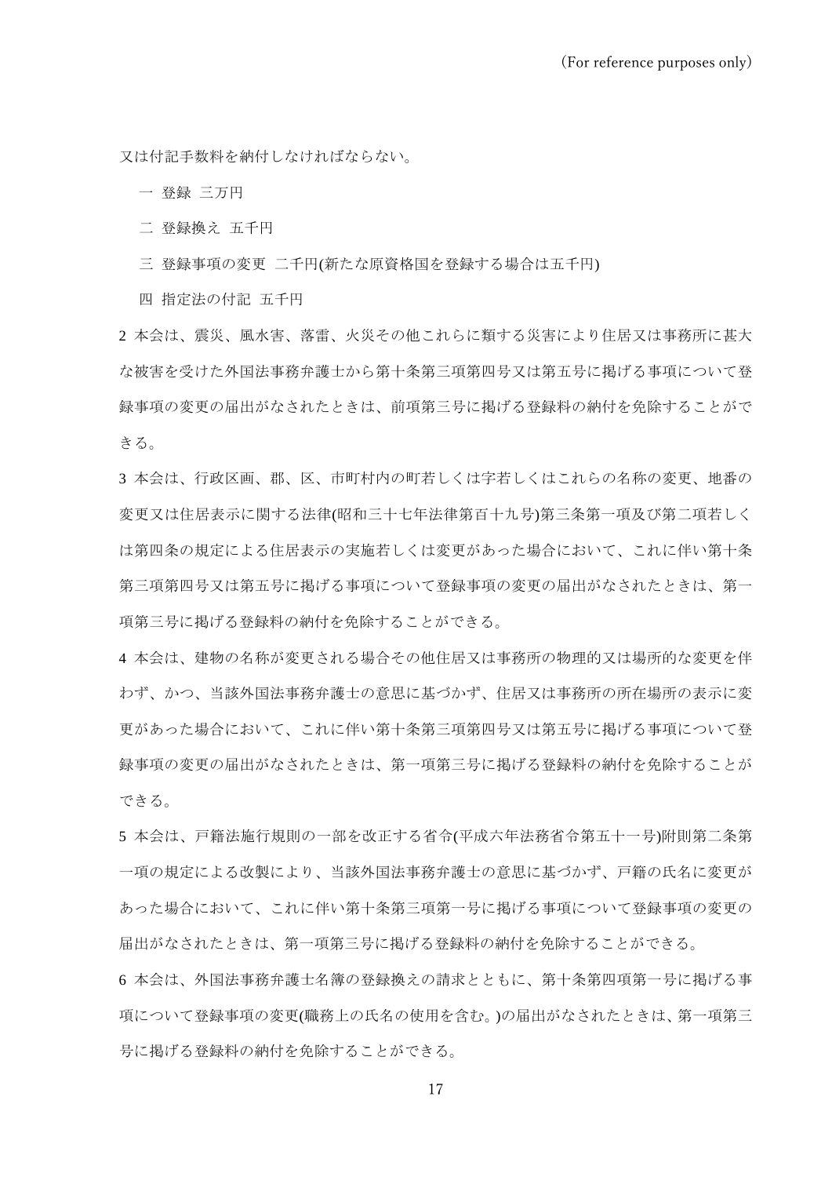又は付記手数料を納付しなければならない。

一 登録 三万円

二 登録換え 五千円

三 登録事項の変更 二千円(新たな原資格国を登録する場合は五千円)

四 指定法の付記 五千円

2 本会は、震災、風水害、落雷、火災その他これらに類する災害により住居又は事務所に甚大な被害を受けた外国法事務弁護士から第十条第三項第四号又は第五号に掲げる事項について登録事項の変更の届出がなされたときは、前項第三号に掲げる登録料の納付を免除することができる。

3 本会は、行政区画、郡、区、市町村内の町若しくは字若しくはこれらの名称の変更、地番の変更又は住居表示に関する法律(昭和三十七年法律第百十九号)第三条第一項及び第二項若しくは第四条の規定による住居表示の実施若しくは変更があった場合において、これに伴い第十条第三項第四号又は第五号に掲げる事項について登録事項の変更の届出がなされたときは、第一項第三号に掲げる登録料の納付を免除することができる。

4 本会は、建物の名称が変更される場合その他住居又は事務所の物理的又は場所的な変更を伴わず、かつ、当該外国法事務弁護士の意思に基づかず、住居又は事務所の所在場所の表示に変更があった場合において、これに伴い第十条第三項第四号又は第五号に掲げる事項について登録事項の変更の届出がなされたときは、第一項第三号に掲げる登録料の納付を免除することができる。

5 本会は、戸籍法施行規則の一部を改正する省令(平成六年法務省令第五十一号)附則第二条第一項の規定による改製により、当該外国法事務弁護士の意思に基づかず、戸籍の氏名に変更があった場合において、これに伴い第十条第三項第一号に掲げる事項について登録事項の変更の届出がなされたときは、第一項第三号に掲げる登録料の納付を免除することができる。

6 本会は、外国法事務弁護士名簿の登録換えの請求とともに、第十条第四項第一号に掲げる事項について登録事項の変更(職務上の氏名の使用を含む。)の届出がなされたときは、第一項第三号に掲げる登録料の納付を免除することができる。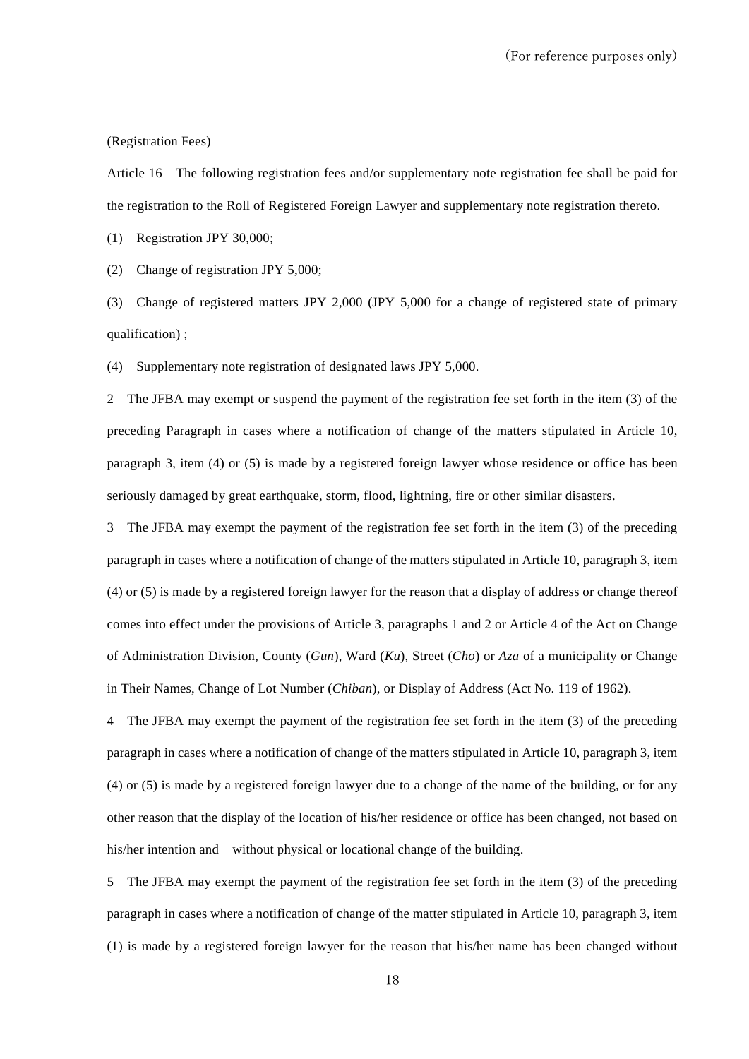(Registration Fees)

Article 16　The following registration fees and/or supplementary note registration fee shall be paid for the registration to the Roll of Registered Foreign Lawyer and supplementary note registration thereto.

(1)　Registration JPY 30,000;

(2)　Change of registration JPY 5,000;

(3)　Change of registered matters JPY 2,000 (JPY 5,000 for a change of registered state of primary qualification) ;

(4)　Supplementary note registration of designated laws JPY 5,000.

2　The JFBA may exempt or suspend the payment of the registration fee set forth in the item (3) of the preceding Paragraph in cases where a notification of change of the matters stipulated in Article 10, paragraph 3, item (4) or (5) is made by a registered foreign lawyer whose residence or office has been seriously damaged by great earthquake, storm, flood, lightning, fire or other similar disasters.

3　The JFBA may exempt the payment of the registration fee set forth in the item (3) of the preceding paragraph in cases where a notification of change of the matters stipulated in Article 10, paragraph 3, item (4) or (5) is made by a registered foreign lawyer for the reason that a display of address or change thereof comes into effect under the provisions of Article 3, paragraphs 1 and 2 or Article 4 of the Act on Change of Administration Division, County (*Gun*), Ward (*Ku*), Street (*Cho*) or *Aza* of a municipality or Change in Their Names, Change of Lot Number (*Chiban*), or Display of Address (Act No. 119 of 1962).

4　The JFBA may exempt the payment of the registration fee set forth in the item (3) of the preceding paragraph in cases where a notification of change of the matters stipulated in Article 10, paragraph 3, item (4) or (5) is made by a registered foreign lawyer due to a change of the name of the building, or for any other reason that the display of the location of his/her residence or office has been changed, not based on his/her intention and　without physical or locational change of the building.

5　The JFBA may exempt the payment of the registration fee set forth in the item (3) of the preceding paragraph in cases where a notification of change of the matter stipulated in Article 10, paragraph 3, item (1) is made by a registered foreign lawyer for the reason that his/her name has been changed without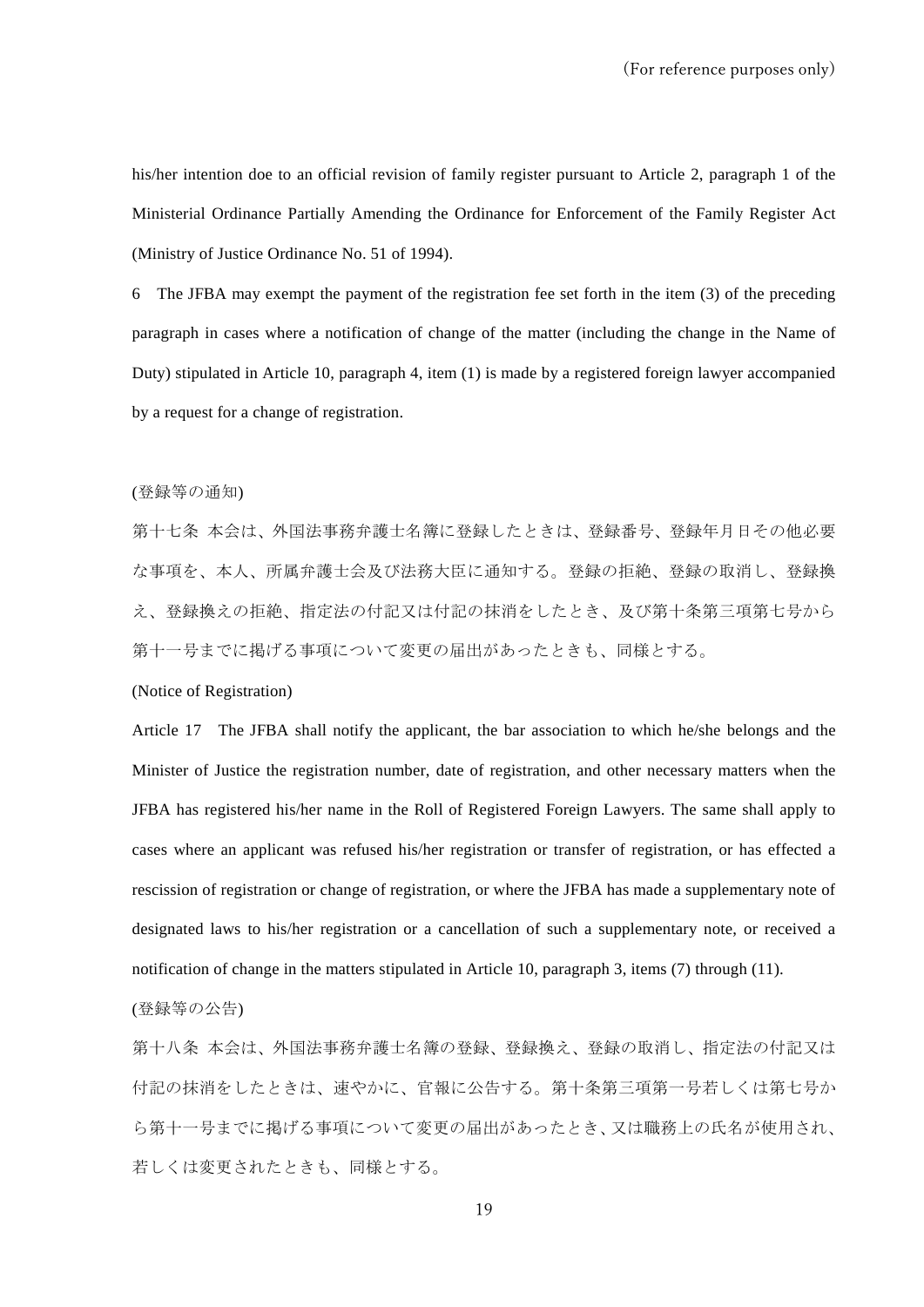his/her intention doe to an official revision of family register pursuant to Article 2, paragraph 1 of the Ministerial Ordinance Partially Amending the Ordinance for Enforcement of the Family Register Act (Ministry of Justice Ordinance No. 51 of 1994).

6 The JFBA may exempt the payment of the registration fee set forth in the item (3) of the preceding paragraph in cases where a notification of change of the matter (including the change in the Name of Duty) stipulated in Article 10, paragraph 4, item (1) is made by a registered foreign lawyer accompanied by a request for a change of registration.

(登録等の通知)

第十七条 本会は、外国法事務弁護士名簿に登録したときは、登録番号、登録年月日その他必要な事項を、本人、所属弁護士会及び法務大臣に通知する。登録の拒絶、登録の取消し、登録換え、登録換えの拒絶、指定法の付記又は付記の抹消をしたとき、及び第十条第三項第七号から第十一号までに掲げる事項について変更の届出があったときも、同様とする。

(Notice of Registration)

Article 17 The JFBA shall notify the applicant, the bar association to which he/she belongs and the Minister of Justice the registration number, date of registration, and other necessary matters when the JFBA has registered his/her name in the Roll of Registered Foreign Lawyers. The same shall apply to cases where an applicant was refused his/her registration or transfer of registration, or has effected a rescission of registration or change of registration, or where the JFBA has made a supplementary note of designated laws to his/her registration or a cancellation of such a supplementary note, or received a notification of change in the matters stipulated in Article 10, paragraph 3, items (7) through (11).

(登録等の公告)

第十八条 本会は、外国法事務弁護士名簿の登録、登録換え、登録の取消し、指定法の付記又は付記の抹消をしたときは、速やかに、官報に公告する。第十条第三項第一号若しくは第七号から第十一号までに掲げる事項について変更の届出があったとき、又は職務上の氏名が使用され、若しくは変更されたときも、同様とする。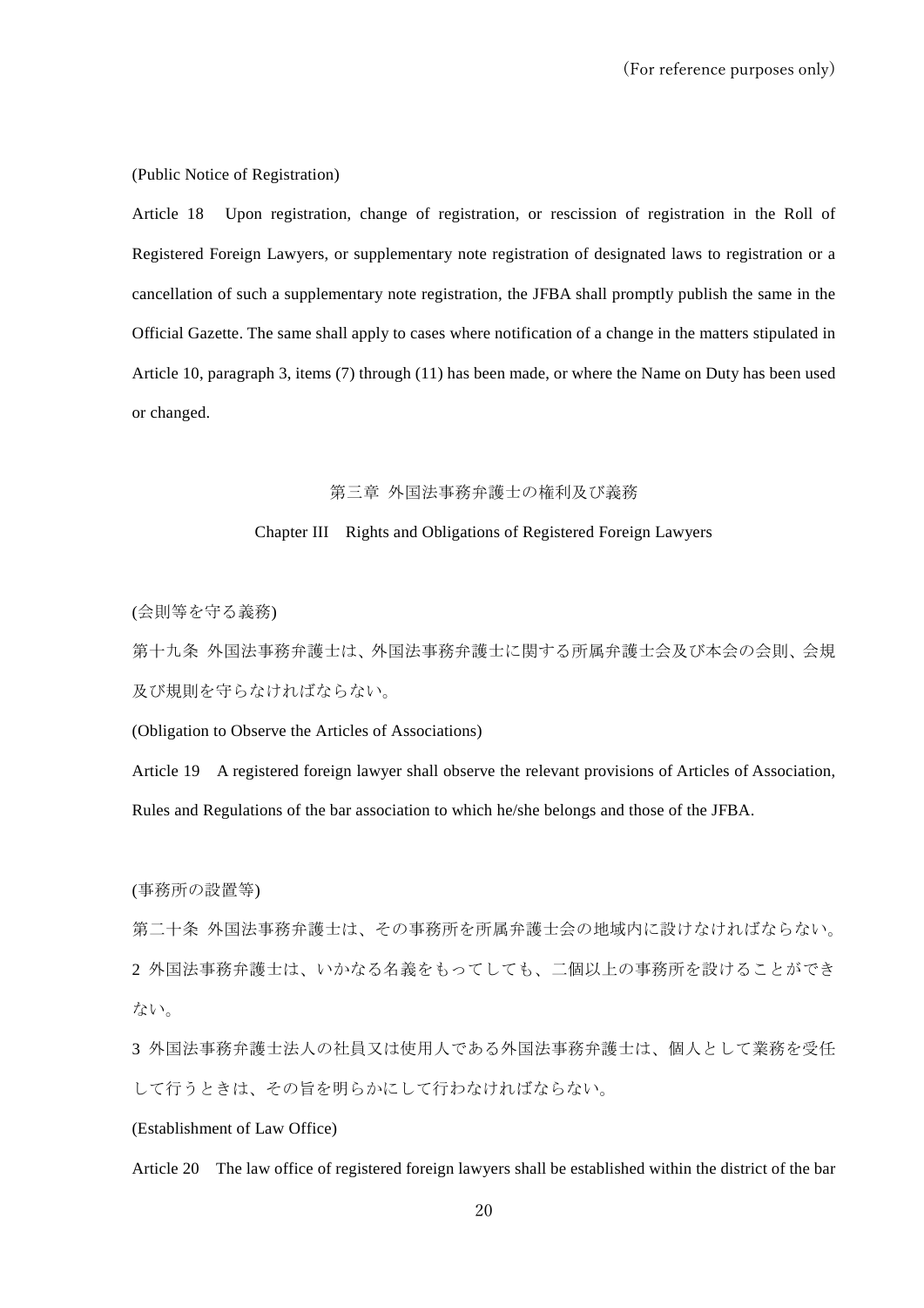(Public Notice of Registration)

Article 18 Upon registration, change of registration, or rescission of registration in the Roll of Registered Foreign Lawyers, or supplementary note registration of designated laws to registration or a cancellation of such a supplementary note registration, the JFBA shall promptly publish the same in the Official Gazette. The same shall apply to cases where notification of a change in the matters stipulated in Article 10, paragraph 3, items (7) through (11) has been made, or where the Name on Duty has been used or changed.

## 第三章 外国法事務弁護士の権利及び義務

## Chapter III Rights and Obligations of Registered Foreign Lawyers

(会則等を守る義務)

第十九条 外国法事務弁護士は、外国法事務弁護士に関する所属弁護士会及び本会の会則、会規及び規則を守らなければならない。

(Obligation to Observe the Articles of Associations)

Article 19 A registered foreign lawyer shall observe the relevant provisions of Articles of Association, Rules and Regulations of the bar association to which he/she belongs and those of the JFBA.

(事務所の設置等)

第二十条 外国法事務弁護士は、その事務所を所属弁護士会の地域内に設けなければならない。

2 外国法事務弁護士は、いかなる名義をもってしても、二個以上の事務所を設けることができない。

3 外国法事務弁護士法人の社員又は使用人である外国法事務弁護士は、個人として業務を受任して行うときは、その旨を明らかにして行わなければならない。

(Establishment of Law Office)

Article 20 The law office of registered foreign lawyers shall be established within the district of the bar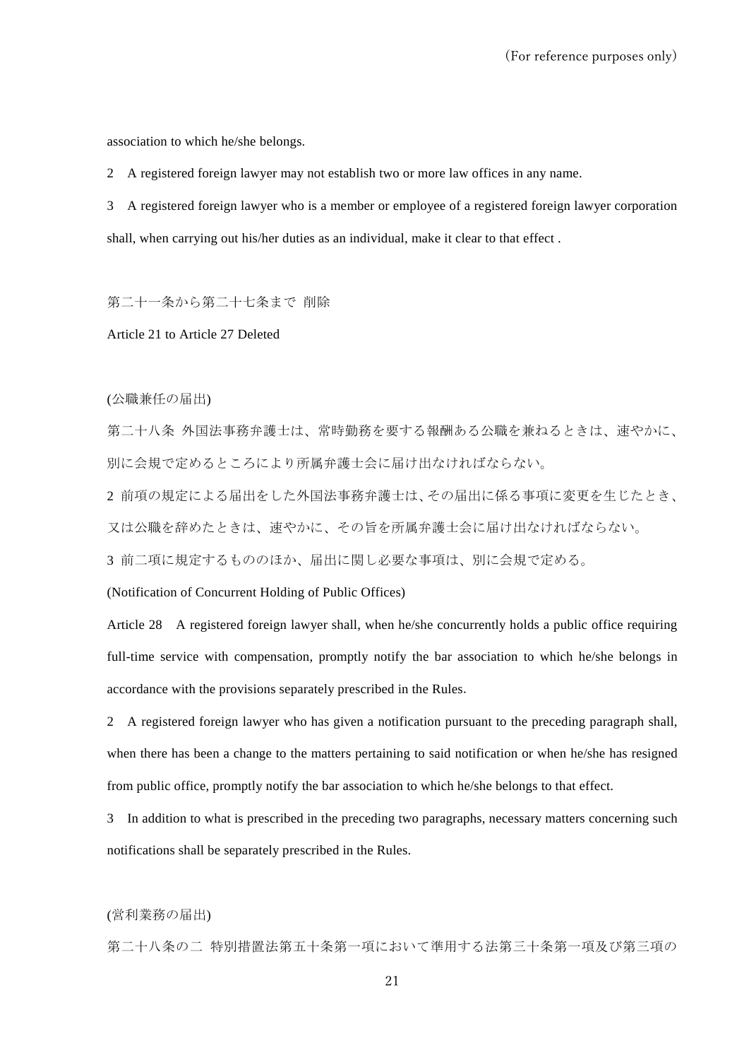association to which he/she belongs.

2　A registered foreign lawyer may not establish two or more law offices in any name.

3　A registered foreign lawyer who is a member or employee of a registered foreign lawyer corporation shall, when carrying out his/her duties as an individual, make it clear to that effect .

第二十一条から第二十七条まで　削除

Article 21 to Article 27 Deleted

(公職兼任の届出)

第二十八条　外国法事務弁護士は、常時勤務を要する報酬ある公職を兼ねるときは、速やかに、別に会規で定めるところにより所属弁護士会に届け出なければならない。

2 前項の規定による届出をした外国法事務弁護士は、その届出に係る事項に変更を生じたとき、又は公職を辞めたときは、速やかに、その旨を所属弁護士会に届け出なければならない。

3 前二項に規定するもののほか、届出に関し必要な事項は、別に会規で定める。

(Notification of Concurrent Holding of Public Offices)

Article 28　A registered foreign lawyer shall, when he/she concurrently holds a public office requiring full-time service with compensation, promptly notify the bar association to which he/she belongs in accordance with the provisions separately prescribed in the Rules.

2　A registered foreign lawyer who has given a notification pursuant to the preceding paragraph shall, when there has been a change to the matters pertaining to said notification or when he/she has resigned from public office, promptly notify the bar association to which he/she belongs to that effect.

3　In addition to what is prescribed in the preceding two paragraphs, necessary matters concerning such notifications shall be separately prescribed in the Rules.

(営利業務の届出)

第二十八条の二　特別措置法第五十条第一項において準用する法第三十条第一項及び第三項の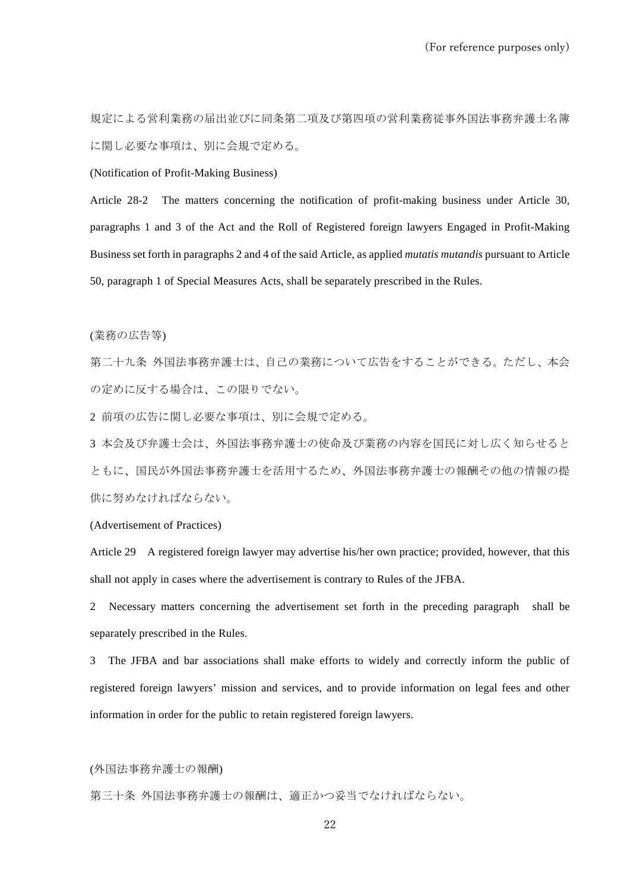規定による営利業務の届出並びに同条第二項及び第四項の営利業務従事外国法事務弁護士名簿に関し必要な事項は、別に会規で定める。

(Notification of Profit-Making Business)

Article 28-2 The matters concerning the notification of profit-making business under Article 30, paragraphs 1 and 3 of the Act and the Roll of Registered foreign lawyers Engaged in Profit-Making Business set forth in paragraphs 2 and 4 of the said Article, as applied *mutatis mutandis* pursuant to Article 50, paragraph 1 of Special Measures Acts, shall be separately prescribed in the Rules.

(業務の広告等)

第二十九条 外国法事務弁護士は、自己の業務について広告をすることができる。ただし、本会の定めに反する場合は、この限りでない。

2 前項の広告に関し必要な事項は、別に会規で定める。

3 本会及び弁護士会は、外国法事務弁護士の使命及び業務の内容を国民に対し広く知らせるとともに、国民が外国法事務弁護士を活用するため、外国法事務弁護士の報酬その他の情報の提供に努めなければならない。

(Advertisement of Practices)

Article 29 A registered foreign lawyer may advertise his/her own practice; provided, however, that this shall not apply in cases where the advertisement is contrary to Rules of the JFBA.

2 Necessary matters concerning the advertisement set forth in the preceding paragraph shall be separately prescribed in the Rules.

3 The JFBA and bar associations shall make efforts to widely and correctly inform the public of registered foreign lawyers' mission and services, and to provide information on legal fees and other information in order for the public to retain registered foreign lawyers.

(外国法事務弁護士の報酬)

第三十条 外国法事務弁護士の報酬は、適正かつ妥当でなければならない。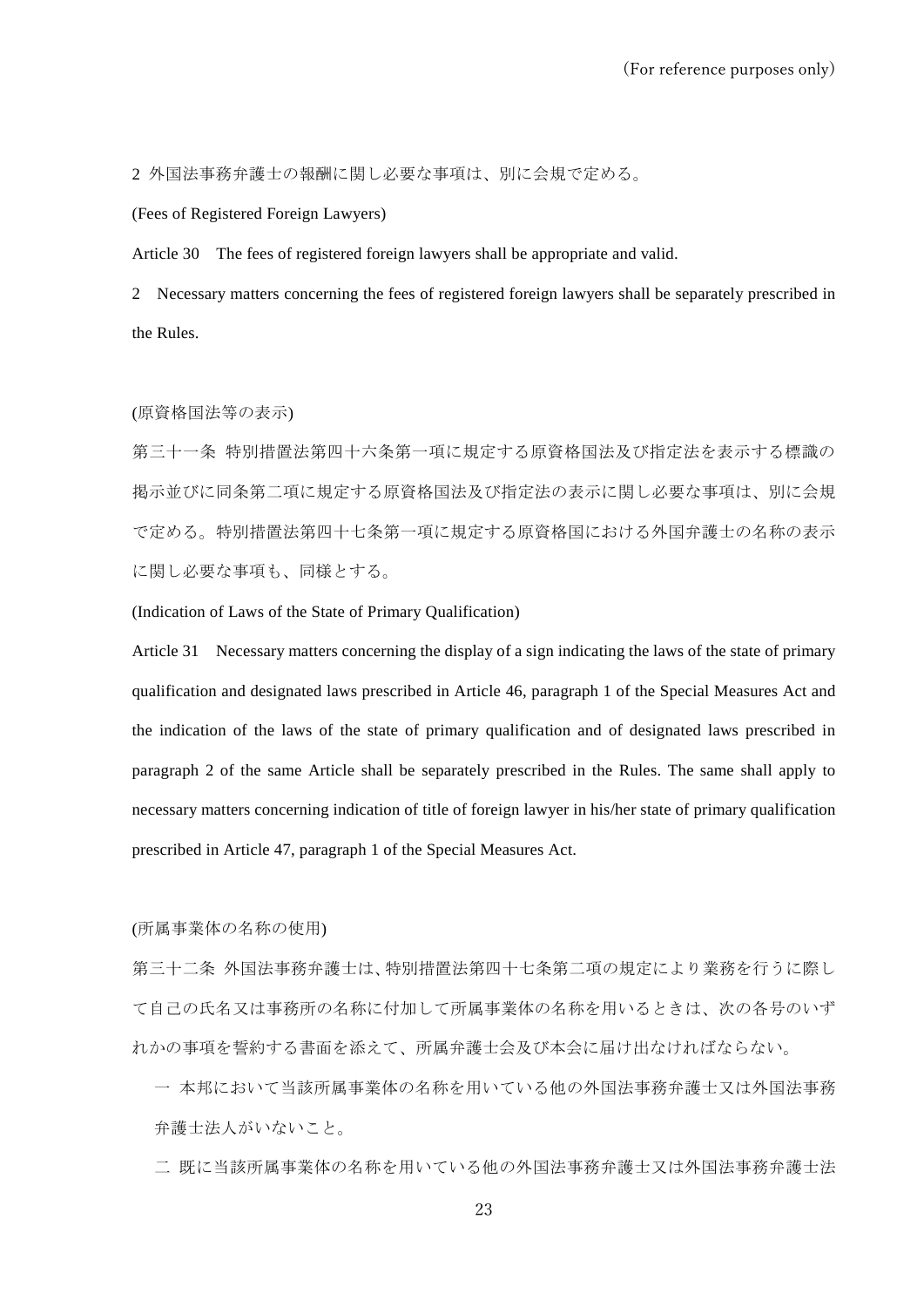2 外国法事務弁護士の報酬に関し必要な事項は、別に会規で定める。

(Fees of Registered Foreign Lawyers)

Article 30　The fees of registered foreign lawyers shall be appropriate and valid.

2　Necessary matters concerning the fees of registered foreign lawyers shall be separately prescribed in the Rules.

(原資格国法等の表示)

第三十一条 特別措置法第四十六条第一項に規定する原資格国法及び指定法を表示する標識の掲示並びに同条第二項に規定する原資格国法及び指定法の表示に関し必要な事項は、別に会規で定める。特別措置法第四十七条第一項に規定する原資格国における外国弁護士の名称の表示に関し必要な事項も、同様とする。

(Indication of Laws of the State of Primary Qualification)

Article 31　Necessary matters concerning the display of a sign indicating the laws of the state of primary qualification and designated laws prescribed in Article 46, paragraph 1 of the Special Measures Act and the indication of the laws of the state of primary qualification and of designated laws prescribed in paragraph 2 of the same Article shall be separately prescribed in the Rules. The same shall apply to necessary matters concerning indication of title of foreign lawyer in his/her state of primary qualification prescribed in Article 47, paragraph 1 of the Special Measures Act.

(所属事業体の名称の使用)

第三十二条 外国法事務弁護士は、特別措置法第四十七条第二項の規定により業務を行うに際して自己の氏名又は事務所の名称に付加して所属事業体の名称を用いるときは、次の各号のいずれかの事項を誓約する書面を添えて、所属弁護士会及び本会に届け出なければならない。

一 本邦において当該所属事業体の名称を用いている他の外国法事務弁護士又は外国法事務弁護士法人がいないこと。

二 既に当該所属事業体の名称を用いている他の外国法事務弁護士又は外国法事務弁護士法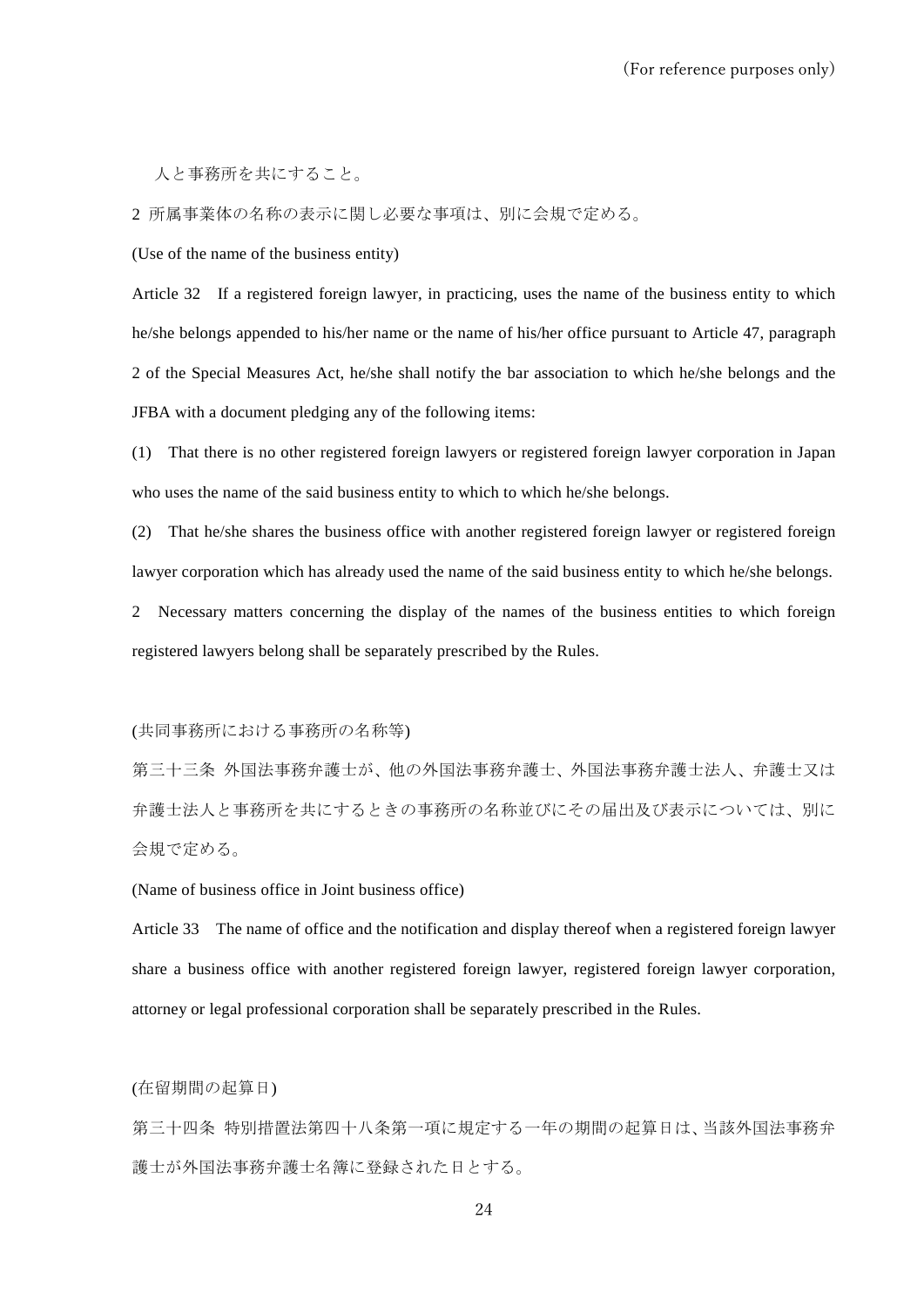人と事務所を共にすること。

2 所属事業体の名称の表示に関し必要な事項は、別に会規で定める。

(Use of the name of the business entity)

Article 32　If a registered foreign lawyer, in practicing, uses the name of the business entity to which he/she belongs appended to his/her name or the name of his/her office pursuant to Article 47, paragraph 2 of the Special Measures Act, he/she shall notify the bar association to which he/she belongs and the JFBA with a document pledging any of the following items:

(1)　That there is no other registered foreign lawyers or registered foreign lawyer corporation in Japan who uses the name of the said business entity to which to which he/she belongs.

(2)　That he/she shares the business office with another registered foreign lawyer or registered foreign lawyer corporation which has already used the name of the said business entity to which he/she belongs.

2　Necessary matters concerning the display of the names of the business entities to which foreign registered lawyers belong shall be separately prescribed by the Rules.

(共同事務所における事務所の名称等)

第三十三条 外国法事務弁護士が、他の外国法事務弁護士、外国法事務弁護士法人、弁護士又は弁護士法人と事務所を共にするときの事務所の名称並びにその届出及び表示については、別に会規で定める。

(Name of business office in Joint business office)

Article 33　The name of office and the notification and display thereof when a registered foreign lawyer share a business office with another registered foreign lawyer, registered foreign lawyer corporation, attorney or legal professional corporation shall be separately prescribed in the Rules.

(在留期間の起算日)

第三十四条 特別措置法第四十八条第一項に規定する一年の期間の起算日は、当該外国法事務弁護士が外国法事務弁護士名簿に登録された日とする。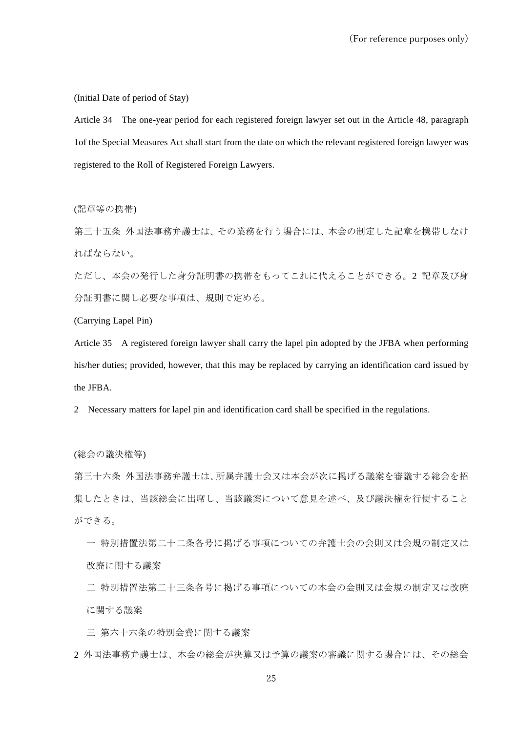(Initial Date of period of Stay)

Article 34　The one-year period for each registered foreign lawyer set out in the Article 48, paragraph 1of the Special Measures Act shall start from the date on which the relevant registered foreign lawyer was registered to the Roll of Registered Foreign Lawyers.

(記章等の携帯)

第三十五条 外国法事務弁護士は、その業務を行う場合には、本会の制定した記章を携帯しなければならない。

ただし、本会の発行した身分証明書の携帯をもってこれに代えることができる。2 記章及び身分証明書に関し必要な事項は、規則で定める。

(Carrying Lapel Pin)

Article 35　A registered foreign lawyer shall carry the lapel pin adopted by the JFBA when performing his/her duties; provided, however, that this may be replaced by carrying an identification card issued by the JFBA.

2　Necessary matters for lapel pin and identification card shall be specified in the regulations.

(総会の議決権等)

第三十六条 外国法事務弁護士は、所属弁護士会又は本会が次に掲げる議案を審議する総会を招集したときは、当該総会に出席し、当該議案について意見を述べ、及び議決権を行使することができる。

一 特別措置法第二十二条各号に掲げる事項についての弁護士会の会則又は会規の制定又は改廃に関する議案

二 特別措置法第二十三条各号に掲げる事項についての本会の会則又は会規の制定又は改廃に関する議案

三 第六十六条の特別会費に関する議案

2 外国法事務弁護士は、本会の総会が決算又は予算の議案の審議に関する場合には、その総会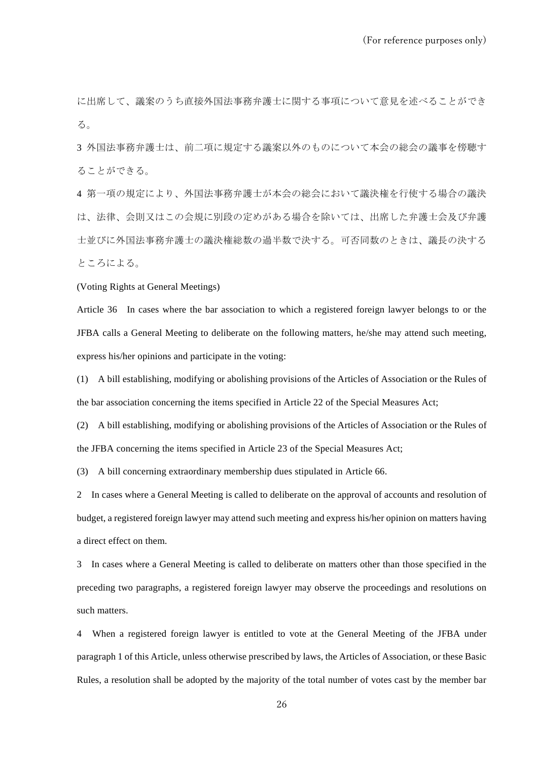に出席して、議案のうち直接外国法事務弁護士に関する事項について意見を述べることができる。

3 外国法事務弁護士は、前二項に規定する議案以外のものについて本会の総会の議事を傍聴することができる。

4 第一項の規定により、外国法事務弁護士が本会の総会において議決権を行使する場合の議決は、法律、会則又はこの会規に別段の定めがある場合を除いては、出席した弁護士会及び弁護士並びに外国法事務弁護士の議決権総数の過半数で決する。可否同数のときは、議長の決するところによる。

(Voting Rights at General Meetings)

Article 36 In cases where the bar association to which a registered foreign lawyer belongs to or the JFBA calls a General Meeting to deliberate on the following matters, he/she may attend such meeting, express his/her opinions and participate in the voting:

(1) A bill establishing, modifying or abolishing provisions of the Articles of Association or the Rules of the bar association concerning the items specified in Article 22 of the Special Measures Act;

(2) A bill establishing, modifying or abolishing provisions of the Articles of Association or the Rules of the JFBA concerning the items specified in Article 23 of the Special Measures Act;

(3) A bill concerning extraordinary membership dues stipulated in Article 66.

2 In cases where a General Meeting is called to deliberate on the approval of accounts and resolution of budget, a registered foreign lawyer may attend such meeting and express his/her opinion on matters having a direct effect on them.

3 In cases where a General Meeting is called to deliberate on matters other than those specified in the preceding two paragraphs, a registered foreign lawyer may observe the proceedings and resolutions on such matters.

4 When a registered foreign lawyer is entitled to vote at the General Meeting of the JFBA under paragraph 1 of this Article, unless otherwise prescribed by laws, the Articles of Association, or these Basic Rules, a resolution shall be adopted by the majority of the total number of votes cast by the member bar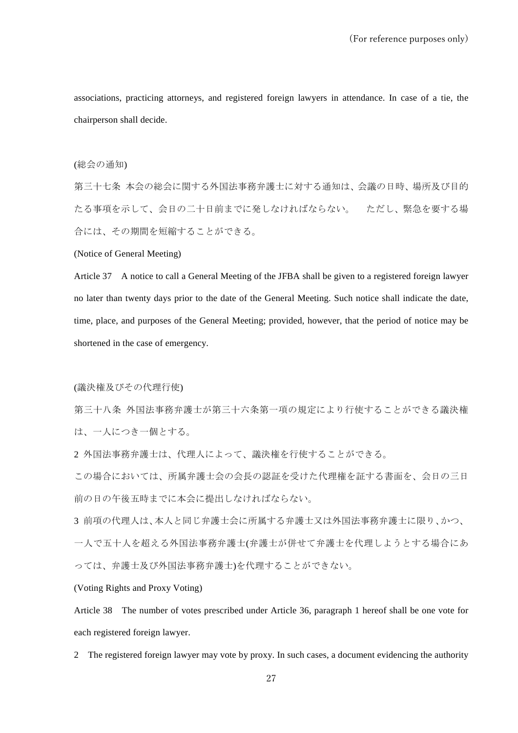associations, practicing attorneys, and registered foreign lawyers in attendance. In case of a tie, the chairperson shall decide.

(総会の通知)

第三十七条 本会の総会に関する外国法事務弁護士に対する通知は、会議の日時、場所及び目的たる事項を示して、会日の二十日前までに発しなければならない。 ただし、緊急を要する場合には、その期間を短縮することができる。

(Notice of General Meeting)

Article 37 A notice to call a General Meeting of the JFBA shall be given to a registered foreign lawyer no later than twenty days prior to the date of the General Meeting. Such notice shall indicate the date, time, place, and purposes of the General Meeting; provided, however, that the period of notice may be shortened in the case of emergency.

(議決権及びその代理行使)

第三十八条 外国法事務弁護士が第三十六条第一項の規定により行使することができる議決権は、一人につき一個とする。

2 外国法事務弁護士は、代理人によって、議決権を行使することができる。

この場合においては、所属弁護士会の会長の認証を受けた代理権を証する書面を、会日の三日前の日の午後五時までに本会に提出しなければならない。

3 前項の代理人は、本人と同じ弁護士会に所属する弁護士又は外国法事務弁護士に限り、かつ、一人で五十人を超える外国法事務弁護士(弁護士が併せて弁護士を代理しようとする場合にあっては、弁護士及び外国法事務弁護士)を代理することができない。

(Voting Rights and Proxy Voting)

Article 38 The number of votes prescribed under Article 36, paragraph 1 hereof shall be one vote for each registered foreign lawyer.

2 The registered foreign lawyer may vote by proxy. In such cases, a document evidencing the authority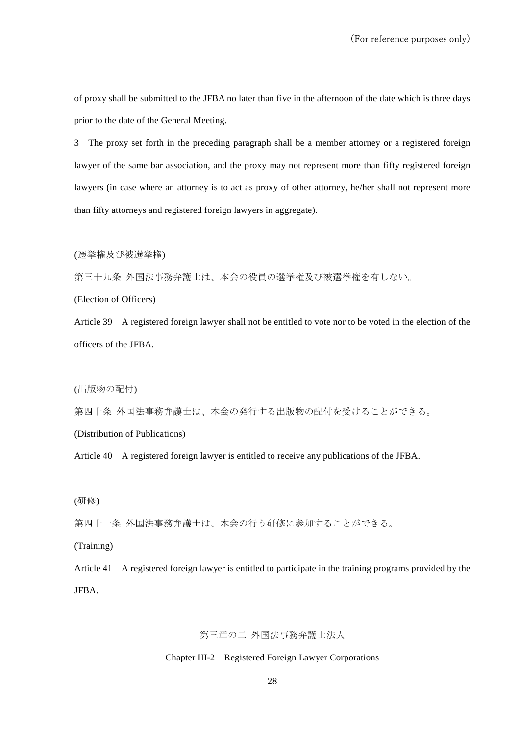of proxy shall be submitted to the JFBA no later than five in the afternoon of the date which is three days prior to the date of the General Meeting.

3　The proxy set forth in the preceding paragraph shall be a member attorney or a registered foreign lawyer of the same bar association, and the proxy may not represent more than fifty registered foreign lawyers (in case where an attorney is to act as proxy of other attorney, he/her shall not represent more than fifty attorneys and registered foreign lawyers in aggregate).

(選挙権及び被選挙権)

第三十九条 外国法事務弁護士は、本会の役員の選挙権及び被選挙権を有しない。

(Election of Officers)

Article 39　A registered foreign lawyer shall not be entitled to vote nor to be voted in the election of the officers of the JFBA.

(出版物の配付)

第四十条 外国法事務弁護士は、本会の発行する出版物の配付を受けることができる。

(Distribution of Publications)

Article 40　A registered foreign lawyer is entitled to receive any publications of the JFBA.

(研修)

第四十一条 外国法事務弁護士は、本会の行う研修に参加することができる。

(Training)

Article 41　A registered foreign lawyer is entitled to participate in the training programs provided by the JFBA.

## 第三章の二 外国法事務弁護士法人

## Chapter III-2　Registered Foreign Lawyer Corporations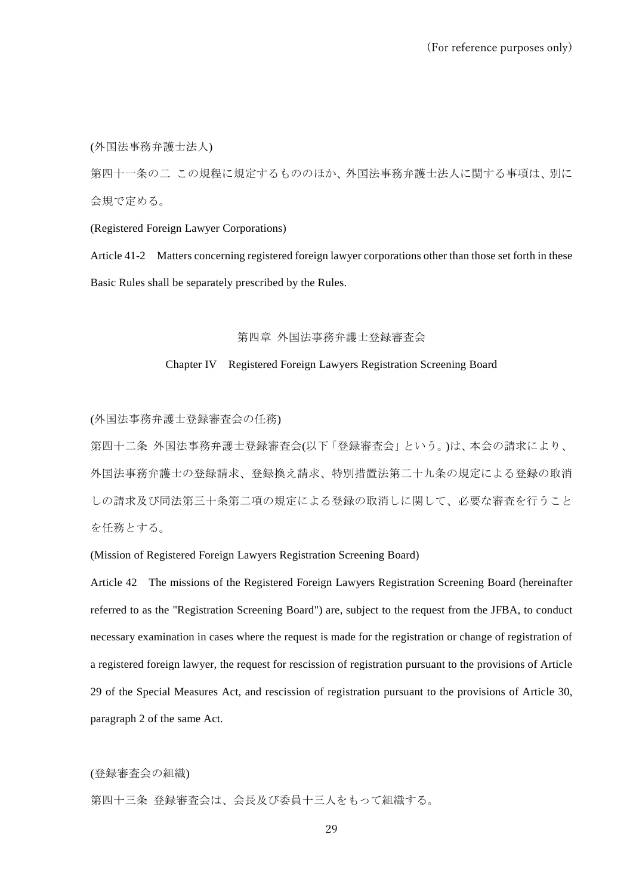(外国法事務弁護士法人)

第四十一条の二 この規程に規定するもののほか、外国法事務弁護士法人に関する事項は、別に会規で定める。

(Registered Foreign Lawyer Corporations)

Article 41-2 Matters concerning registered foreign lawyer corporations other than those set forth in these Basic Rules shall be separately prescribed by the Rules.

## 第四章 外国法事務弁護士登録審査会

## Chapter IV Registered Foreign Lawyers Registration Screening Board

(外国法事務弁護士登録審査会の任務)

第四十二条 外国法事務弁護士登録審査会(以下「登録審査会」という。)は、本会の請求により、外国法事務弁護士の登録請求、登録換え請求、特別措置法第二十九条の規定による登録の取消しの請求及び同法第三十条第二項の規定による登録の取消しに関して、必要な審査を行うことを任務とする。

(Mission of Registered Foreign Lawyers Registration Screening Board)

Article 42 The missions of the Registered Foreign Lawyers Registration Screening Board (hereinafter referred to as the "Registration Screening Board") are, subject to the request from the JFBA, to conduct necessary examination in cases where the request is made for the registration or change of registration of a registered foreign lawyer, the request for rescission of registration pursuant to the provisions of Article 29 of the Special Measures Act, and rescission of registration pursuant to the provisions of Article 30, paragraph 2 of the same Act.

(登録審査会の組織)

第四十三条 登録審査会は、会長及び委員十三人をもって組織する。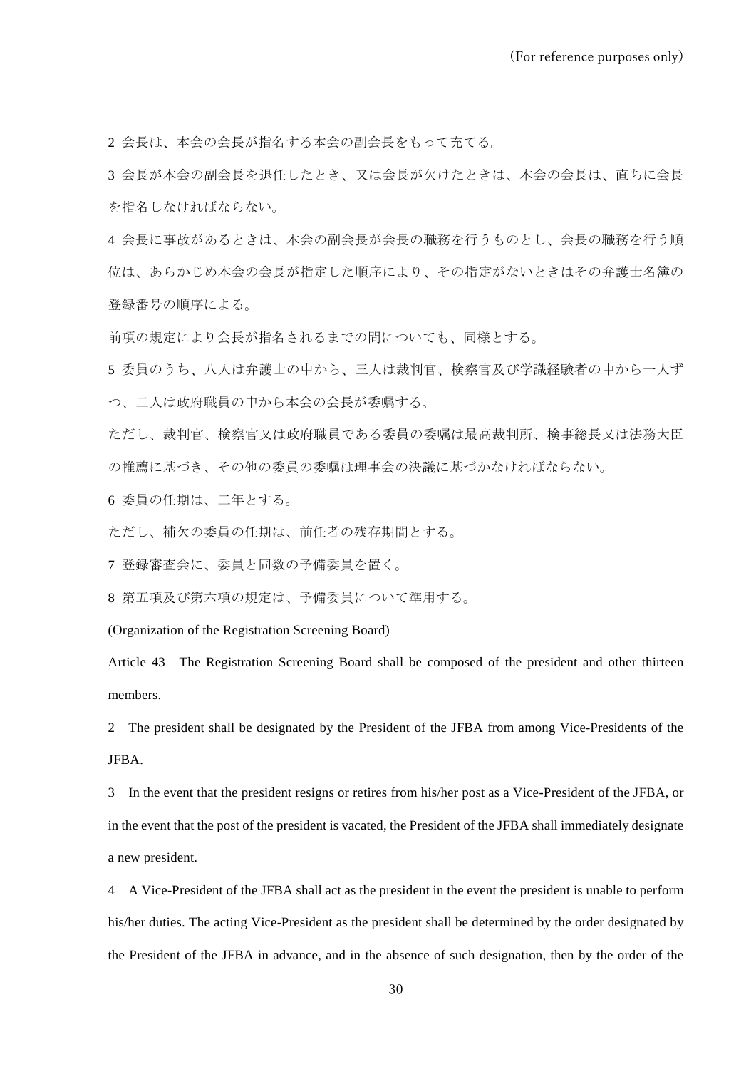2 会長は、本会の会長が指名する本会の副会長をもって充てる。

3 会長が本会の副会長を退任したとき、又は会長が欠けたときは、本会の会長は、直ちに会長を指名しなければならない。

4 会長に事故があるときは、本会の副会長が会長の職務を行うものとし、会長の職務を行う順位は、あらかじめ本会の会長が指定した順序により、その指定がないときはその弁護士名簿の登録番号の順序による。

前項の規定により会長が指名されるまでの間についても、同様とする。

5 委員のうち、八人は弁護士の中から、三人は裁判官、検察官及び学識経験者の中から一人ずつ、二人は政府職員の中から本会の会長が委嘱する。

ただし、裁判官、検察官又は政府職員である委員の委嘱は最高裁判所、検事総長又は法務大臣の推薦に基づき、その他の委員の委嘱は理事会の決議に基づかなければならない。

6 委員の任期は、二年とする。

ただし、補欠の委員の任期は、前任者の残存期間とする。

7 登録審査会に、委員と同数の予備委員を置く。

8 第五項及び第六項の規定は、予備委員について準用する。

(Organization of the Registration Screening Board)

Article 43 The Registration Screening Board shall be composed of the president and other thirteen members.

2 The president shall be designated by the President of the JFBA from among Vice-Presidents of the JFBA.

3 In the event that the president resigns or retires from his/her post as a Vice-President of the JFBA, or in the event that the post of the president is vacated, the President of the JFBA shall immediately designate a new president.

4 A Vice-President of the JFBA shall act as the president in the event the president is unable to perform his/her duties. The acting Vice-President as the president shall be determined by the order designated by the President of the JFBA in advance, and in the absence of such designation, then by the order of the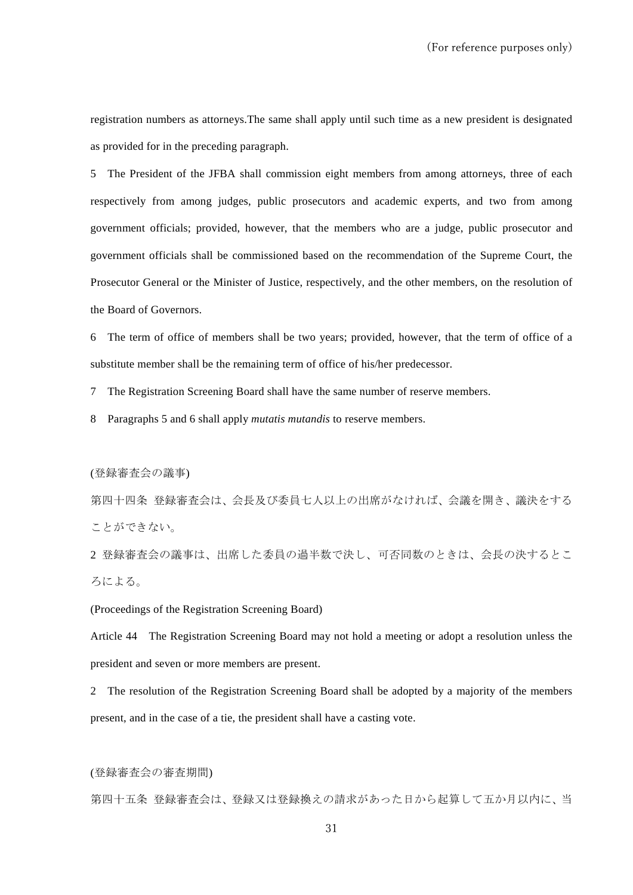registration numbers as attorneys.The same shall apply until such time as a new president is designated as provided for in the preceding paragraph.

5　The President of the JFBA shall commission eight members from among attorneys, three of each respectively from among judges, public prosecutors and academic experts, and two from among government officials; provided, however, that the members who are a judge, public prosecutor and government officials shall be commissioned based on the recommendation of the Supreme Court, the Prosecutor General or the Minister of Justice, respectively, and the other members, on the resolution of the Board of Governors.

6　The term of office of members shall be two years; provided, however, that the term of office of a substitute member shall be the remaining term of office of his/her predecessor.

7　The Registration Screening Board shall have the same number of reserve members.

8　Paragraphs 5 and 6 shall apply *mutatis mutandis* to reserve members.

(登録審査会の議事)

第四十四条　登録審査会は、会長及び委員七人以上の出席がなければ、会議を開き、議決をすることができない。

2 登録審査会の議事は、出席した委員の過半数で決し、可否同数のときは、会長の決するところによる。

(Proceedings of the Registration Screening Board)

Article 44　The Registration Screening Board may not hold a meeting or adopt a resolution unless the president and seven or more members are present.

2　The resolution of the Registration Screening Board shall be adopted by a majority of the members present, and in the case of a tie, the president shall have a casting vote.

(登録審査会の審査期間)

第四十五条　登録審査会は、登録又は登録換えの請求があった日から起算して五か月以内に、当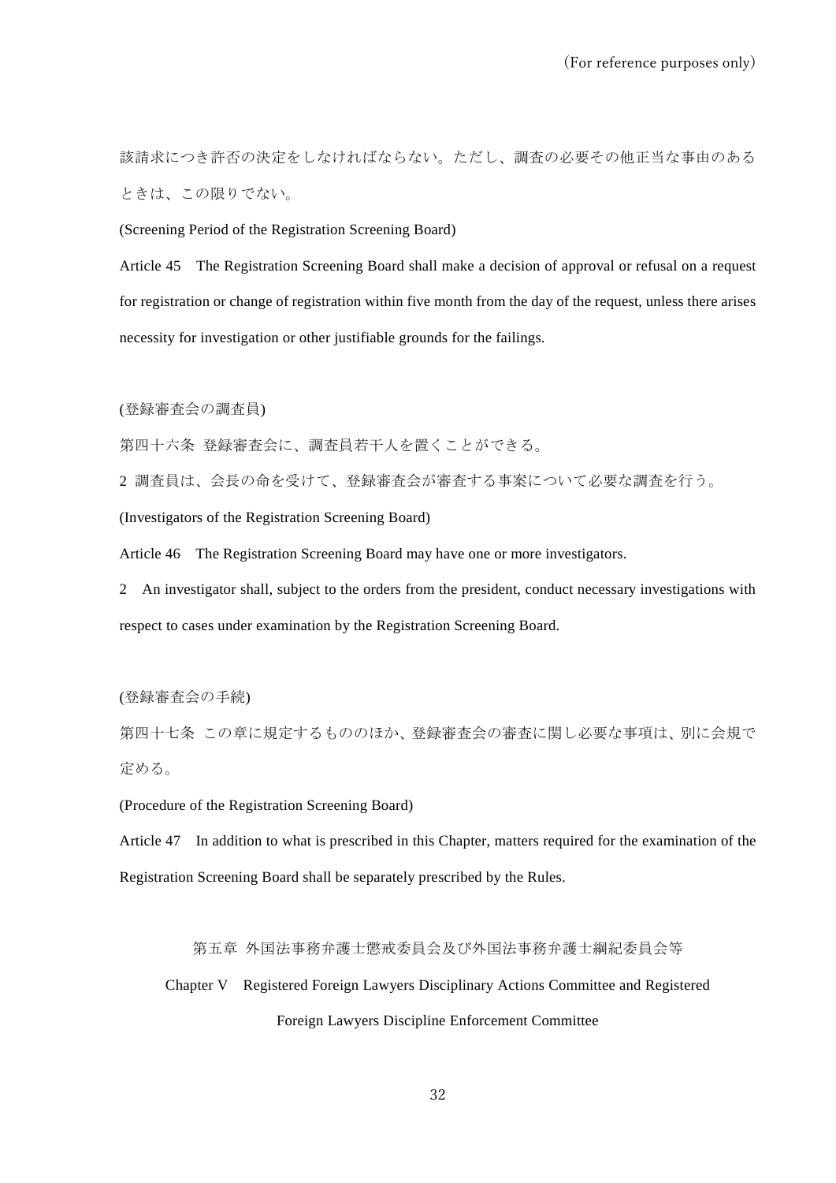該請求につき許否の決定をしなければならない。ただし、調査の必要その他正当な事由のあるときは、この限りでない。

(Screening Period of the Registration Screening Board)

Article 45　The Registration Screening Board shall make a decision of approval or refusal on a request for registration or change of registration within five month from the day of the request, unless there arises necessity for investigation or other justifiable grounds for the failings.

(登録審査会の調査員)

第四十六条 登録審査会に、調査員若干人を置くことができる。

2 調査員は、会長の命を受けて、登録審査会が審査する事案について必要な調査を行う。

(Investigators of the Registration Screening Board)

Article 46　The Registration Screening Board may have one or more investigators.

2　An investigator shall, subject to the orders from the president, conduct necessary investigations with respect to cases under examination by the Registration Screening Board.

(登録審査会の手続)

第四十七条 この章に規定するもののほか、登録審査会の審査に関し必要な事項は、別に会規で定める。

(Procedure of the Registration Screening Board)

Article 47　In addition to what is prescribed in this Chapter, matters required for the examination of the Registration Screening Board shall be separately prescribed by the Rules.

## 第五章 外国法事務弁護士懲戒委員会及び外国法事務弁護士綱紀委員会等

## Chapter V　Registered Foreign Lawyers Disciplinary Actions Committee and Registered Foreign Lawyers Discipline Enforcement Committee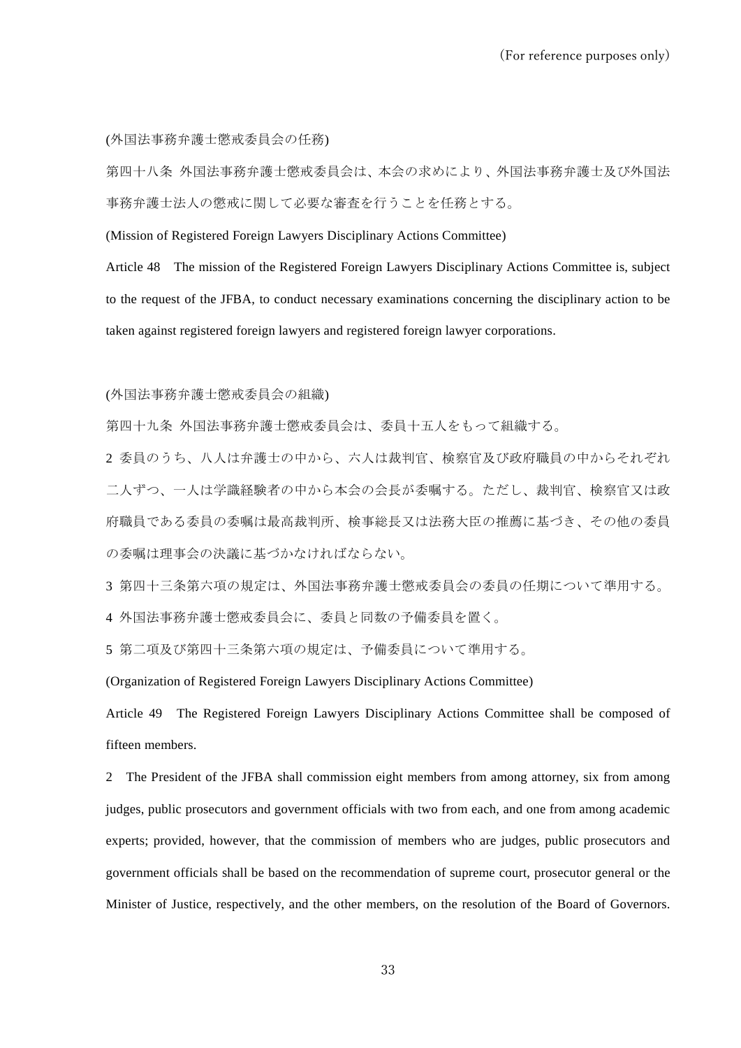(外国法事務弁護士懲戒委員会の任務)

第四十八条 外国法事務弁護士懲戒委員会は、本会の求めにより、外国法事務弁護士及び外国法事務弁護士法人の懲戒に関して必要な審査を行うことを任務とする。

(Mission of Registered Foreign Lawyers Disciplinary Actions Committee)

Article 48 The mission of the Registered Foreign Lawyers Disciplinary Actions Committee is, subject to the request of the JFBA, to conduct necessary examinations concerning the disciplinary action to be taken against registered foreign lawyers and registered foreign lawyer corporations.

(外国法事務弁護士懲戒委員会の組織)

第四十九条 外国法事務弁護士懲戒委員会は、委員十五人をもって組織する。

2 委員のうち、八人は弁護士の中から、六人は裁判官、検察官及び政府職員の中からそれぞれ二人ずつ、一人は学識経験者の中から本会の会長が委嘱する。ただし、裁判官、検察官又は政府職員である委員の委嘱は最高裁判所、検事総長又は法務大臣の推薦に基づき、その他の委員の委嘱は理事会の決議に基づかなければならない。

3 第四十三条第六項の規定は、外国法事務弁護士懲戒委員会の委員の任期について準用する。

4 外国法事務弁護士懲戒委員会に、委員と同数の予備委員を置く。

5 第二項及び第四十三条第六項の規定は、予備委員について準用する。

(Organization of Registered Foreign Lawyers Disciplinary Actions Committee)

Article 49 The Registered Foreign Lawyers Disciplinary Actions Committee shall be composed of fifteen members.

2 The President of the JFBA shall commission eight members from among attorney, six from among judges, public prosecutors and government officials with two from each, and one from among academic experts; provided, however, that the commission of members who are judges, public prosecutors and government officials shall be based on the recommendation of supreme court, prosecutor general or the Minister of Justice, respectively, and the other members, on the resolution of the Board of Governors.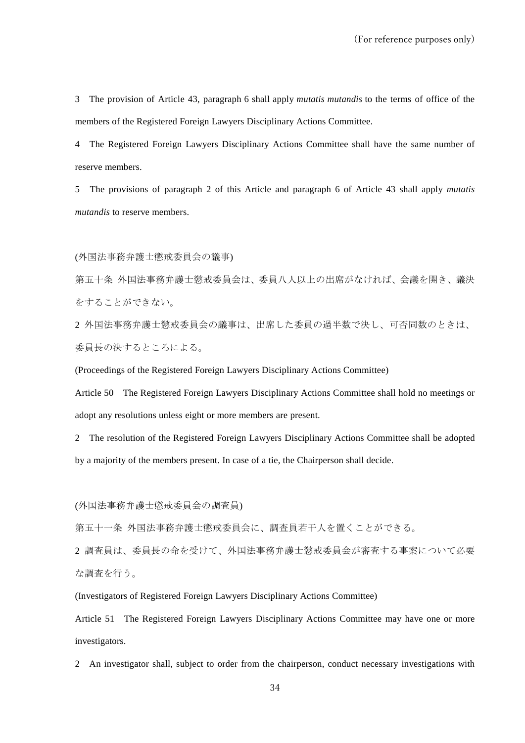3　The provision of Article 43, paragraph 6 shall apply *mutatis mutandis* to the terms of office of the members of the Registered Foreign Lawyers Disciplinary Actions Committee.

4　The Registered Foreign Lawyers Disciplinary Actions Committee shall have the same number of reserve members.

5　The provisions of paragraph 2 of this Article and paragraph 6 of Article 43 shall apply *mutatis mutandis* to reserve members.

(外国法事務弁護士懲戒委員会の議事)

第五十条 外国法事務弁護士懲戒委員会は、委員八人以上の出席がなければ、会議を開き、議決をすることができない。

2 外国法事務弁護士懲戒委員会の議事は、出席した委員の過半数で決し、可否同数のときは、委員長の決するところによる。

(Proceedings of the Registered Foreign Lawyers Disciplinary Actions Committee)

Article 50　The Registered Foreign Lawyers Disciplinary Actions Committee shall hold no meetings or adopt any resolutions unless eight or more members are present.

2　The resolution of the Registered Foreign Lawyers Disciplinary Actions Committee shall be adopted by a majority of the members present. In case of a tie, the Chairperson shall decide.

(外国法事務弁護士懲戒委員会の調査員)

第五十一条 外国法事務弁護士懲戒委員会に、調査員若干人を置くことができる。

2 調査員は、委員長の命を受けて、外国法事務弁護士懲戒委員会が審査する事案について必要な調査を行う。

(Investigators of Registered Foreign Lawyers Disciplinary Actions Committee)

Article 51　The Registered Foreign Lawyers Disciplinary Actions Committee may have one or more investigators.

2　An investigator shall, subject to order from the chairperson, conduct necessary investigations with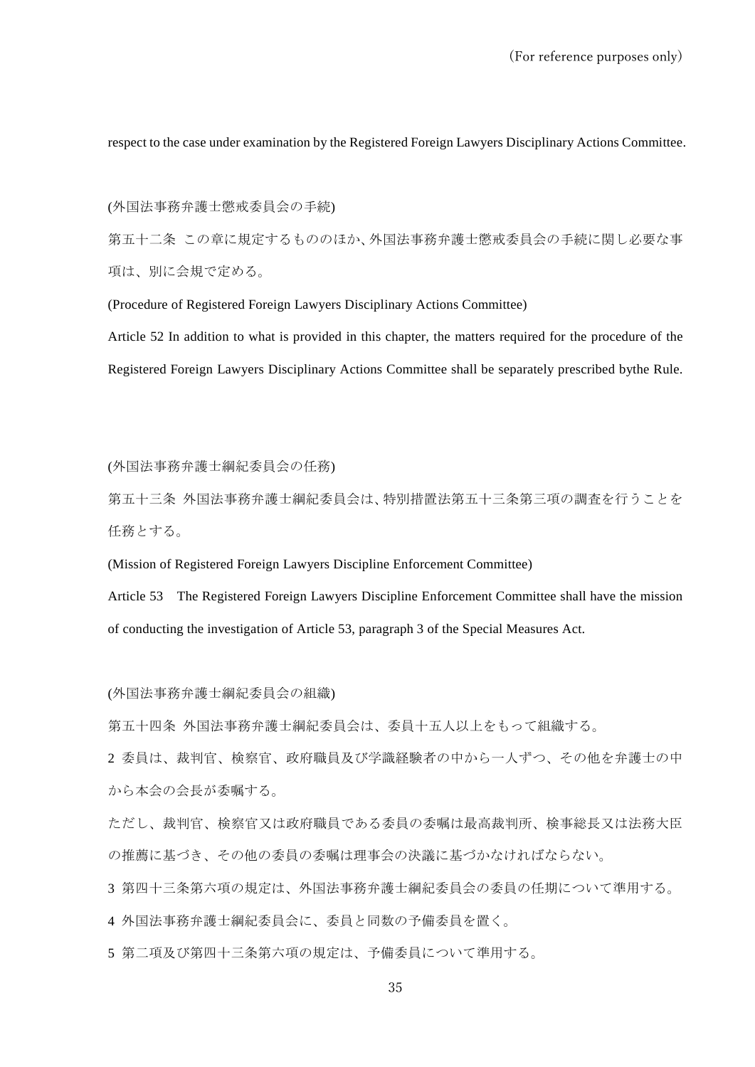respect to the case under examination by the Registered Foreign Lawyers Disciplinary Actions Committee.

(外国法事務弁護士懲戒委員会の手続)

第五十二条 この章に規定するもののほか、外国法事務弁護士懲戒委員会の手続に関し必要な事項は、別に会規で定める。

(Procedure of Registered Foreign Lawyers Disciplinary Actions Committee)

Article 52 In addition to what is provided in this chapter, the matters required for the procedure of the Registered Foreign Lawyers Disciplinary Actions Committee shall be separately prescribed bythe Rule.

(外国法事務弁護士綱紀委員会の任務)

第五十三条 外国法事務弁護士綱紀委員会は、特別措置法第五十三条第三項の調査を行うことを任務とする。

(Mission of Registered Foreign Lawyers Discipline Enforcement Committee)

Article 53 The Registered Foreign Lawyers Discipline Enforcement Committee shall have the mission of conducting the investigation of Article 53, paragraph 3 of the Special Measures Act.

(外国法事務弁護士綱紀委員会の組織)

第五十四条 外国法事務弁護士綱紀委員会は、委員十五人以上をもって組織する。

2 委員は、裁判官、検察官、政府職員及び学識経験者の中から一人ずつ、その他を弁護士の中から本会の会長が委嘱する。

ただし、裁判官、検察官又は政府職員である委員の委嘱は最高裁判所、検事総長又は法務大臣の推薦に基づき、その他の委員の委嘱は理事会の決議に基づかなければならない。

3 第四十三条第六項の規定は、外国法事務弁護士綱紀委員会の委員の任期について準用する。

4 外国法事務弁護士綱紀委員会に、委員と同数の予備委員を置く。

5 第二項及び第四十三条第六項の規定は、予備委員について準用する。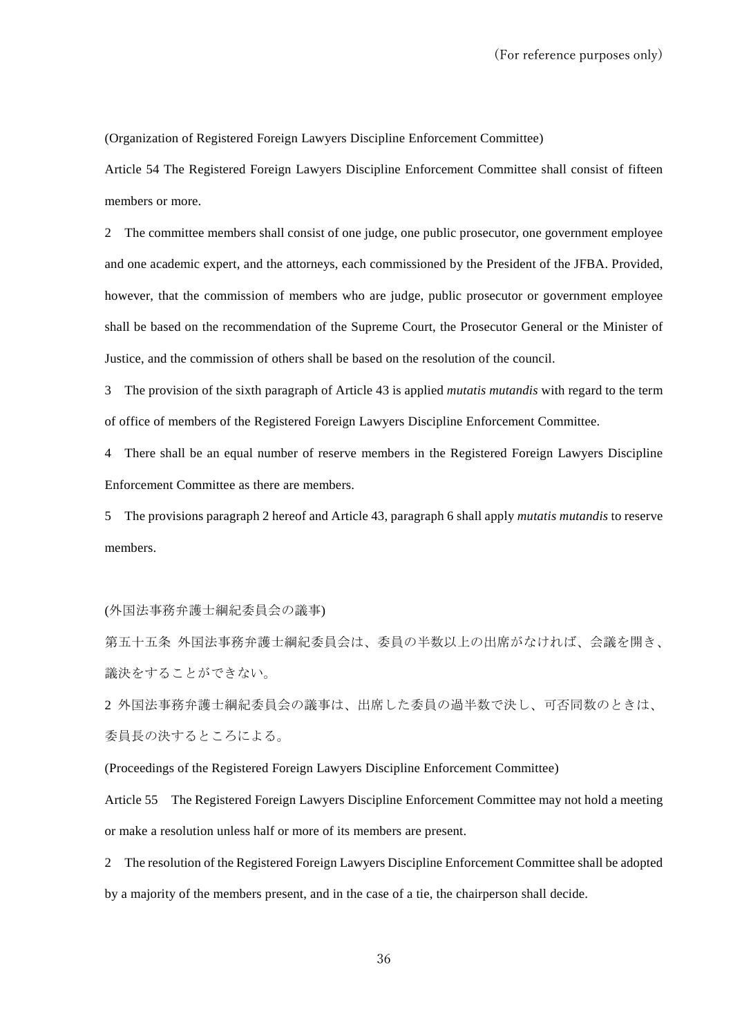(For reference purposes only)

(Organization of Registered Foreign Lawyers Discipline Enforcement Committee)

Article 54 The Registered Foreign Lawyers Discipline Enforcement Committee shall consist of fifteen members or more.

2 The committee members shall consist of one judge, one public prosecutor, one government employee and one academic expert, and the attorneys, each commissioned by the President of the JFBA. Provided, however, that the commission of members who are judge, public prosecutor or government employee shall be based on the recommendation of the Supreme Court, the Prosecutor General or the Minister of Justice, and the commission of others shall be based on the resolution of the council.

3 The provision of the sixth paragraph of Article 43 is applied *mutatis mutandis* with regard to the term of office of members of the Registered Foreign Lawyers Discipline Enforcement Committee.

4 There shall be an equal number of reserve members in the Registered Foreign Lawyers Discipline Enforcement Committee as there are members.

5 The provisions paragraph 2 hereof and Article 43, paragraph 6 shall apply *mutatis mutandis* to reserve members.

(外国法事務弁護士綱紀委員会の議事)

第五十五条 外国法事務弁護士綱紀委員会は、委員の半数以上の出席がなければ、会議を開き、議決をすることができない。

2 外国法事務弁護士綱紀委員会の議事は、出席した委員の過半数で決し、可否同数のときは、委員長の決するところによる。

(Proceedings of the Registered Foreign Lawyers Discipline Enforcement Committee)

Article 55 The Registered Foreign Lawyers Discipline Enforcement Committee may not hold a meeting or make a resolution unless half or more of its members are present.

2 The resolution of the Registered Foreign Lawyers Discipline Enforcement Committee shall be adopted by a majority of the members present, and in the case of a tie, the chairperson shall decide.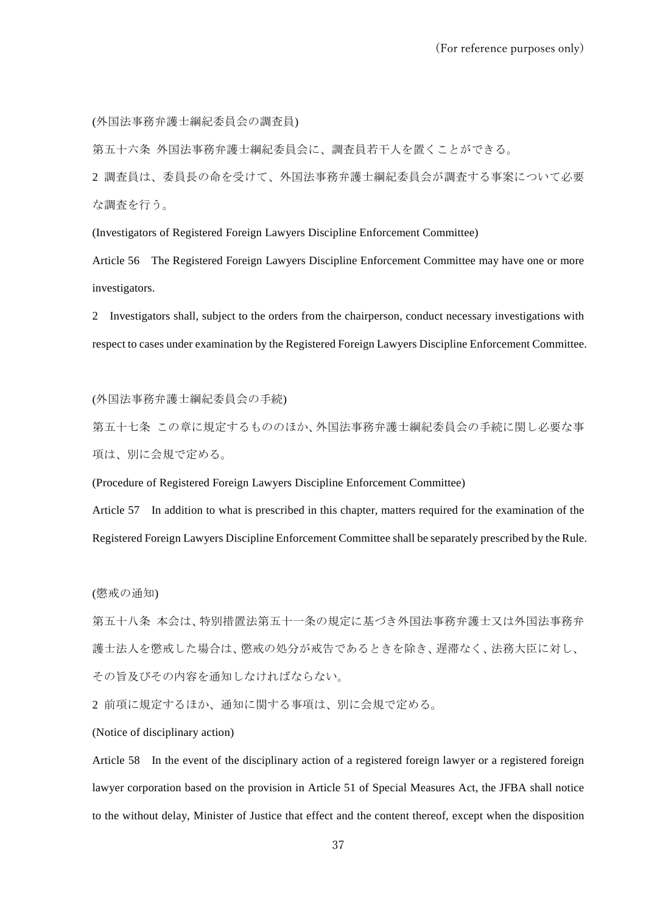(外国法事務弁護士綱紀委員会の調査員)

第五十六条 外国法事務弁護士綱紀委員会に、調査員若干人を置くことができる。

2 調査員は、委員長の命を受けて、外国法事務弁護士綱紀委員会が調査する事案について必要な調査を行う。

(Investigators of Registered Foreign Lawyers Discipline Enforcement Committee)

Article 56 The Registered Foreign Lawyers Discipline Enforcement Committee may have one or more investigators.

2 Investigators shall, subject to the orders from the chairperson, conduct necessary investigations with respect to cases under examination by the Registered Foreign Lawyers Discipline Enforcement Committee.

(外国法事務弁護士綱紀委員会の手続)

第五十七条 この章に規定するもののほか、外国法事務弁護士綱紀委員会の手続に関し必要な事項は、別に会規で定める。

(Procedure of Registered Foreign Lawyers Discipline Enforcement Committee)

Article 57 In addition to what is prescribed in this chapter, matters required for the examination of the Registered Foreign Lawyers Discipline Enforcement Committee shall be separately prescribed by the Rule.

(懲戒の通知)

第五十八条 本会は、特別措置法第五十一条の規定に基づき外国法事務弁護士又は外国法事務弁護士法人を懲戒した場合は、懲戒の処分が戒告であるときを除き、遅滞なく、法務大臣に対し、その旨及びその内容を通知しなければならない。

2 前項に規定するほか、通知に関する事項は、別に会規で定める。

(Notice of disciplinary action)

Article 58 In the event of the disciplinary action of a registered foreign lawyer or a registered foreign lawyer corporation based on the provision in Article 51 of Special Measures Act, the JFBA shall notice to the without delay, Minister of Justice that effect and the content thereof, except when the disposition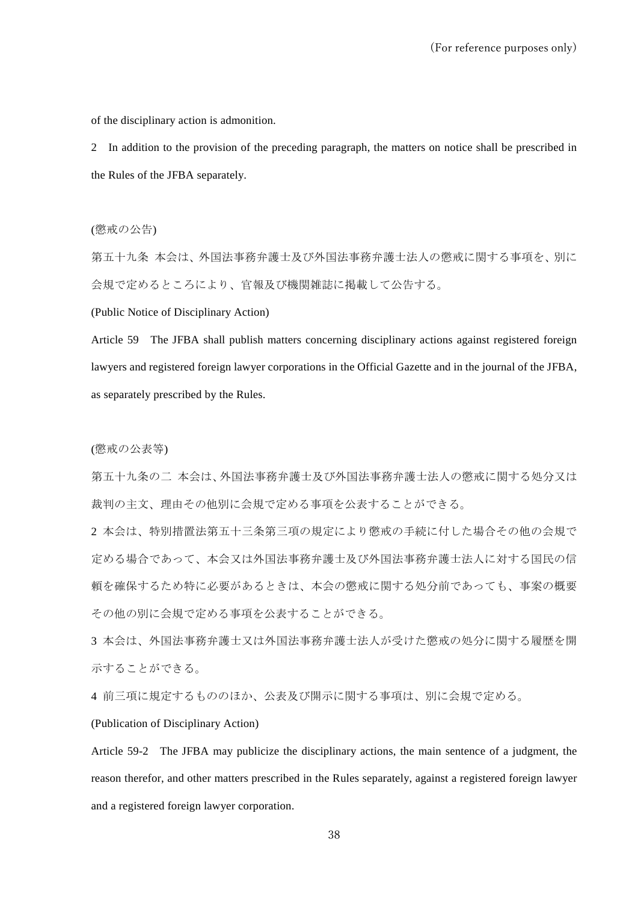of the disciplinary action is admonition.

2　In addition to the provision of the preceding paragraph, the matters on notice shall be prescribed in the Rules of the JFBA separately.

(懲戒の公告)

第五十九条　本会は、外国法事務弁護士及び外国法事務弁護士法人の懲戒に関する事項を、別に会規で定めるところにより、官報及び機関雑誌に掲載して公告する。

(Public Notice of Disciplinary Action)

Article 59　The JFBA shall publish matters concerning disciplinary actions against registered foreign lawyers and registered foreign lawyer corporations in the Official Gazette and in the journal of the JFBA, as separately prescribed by the Rules.

(懲戒の公表等)

第五十九条の二　本会は、外国法事務弁護士及び外国法事務弁護士法人の懲戒に関する処分又は裁判の主文、理由その他別に会規で定める事項を公表することができる。

2 本会は、特別措置法第五十三条第三項の規定により懲戒の手続に付した場合その他の会規で定める場合であって、本会又は外国法事務弁護士及び外国法事務弁護士法人に対する国民の信頼を確保するため特に必要があるときは、本会の懲戒に関する処分前であっても、事案の概要その他の別に会規で定める事項を公表することができる。

3 本会は、外国法事務弁護士又は外国法事務弁護士法人が受けた懲戒の処分に関する履歴を開示することができる。

4 前三項に規定するもののほか、公表及び開示に関する事項は、別に会規で定める。

(Publication of Disciplinary Action)

Article 59-2　The JFBA may publicize the disciplinary actions, the main sentence of a judgment, the reason therefor, and other matters prescribed in the Rules separately, against a registered foreign lawyer and a registered foreign lawyer corporation.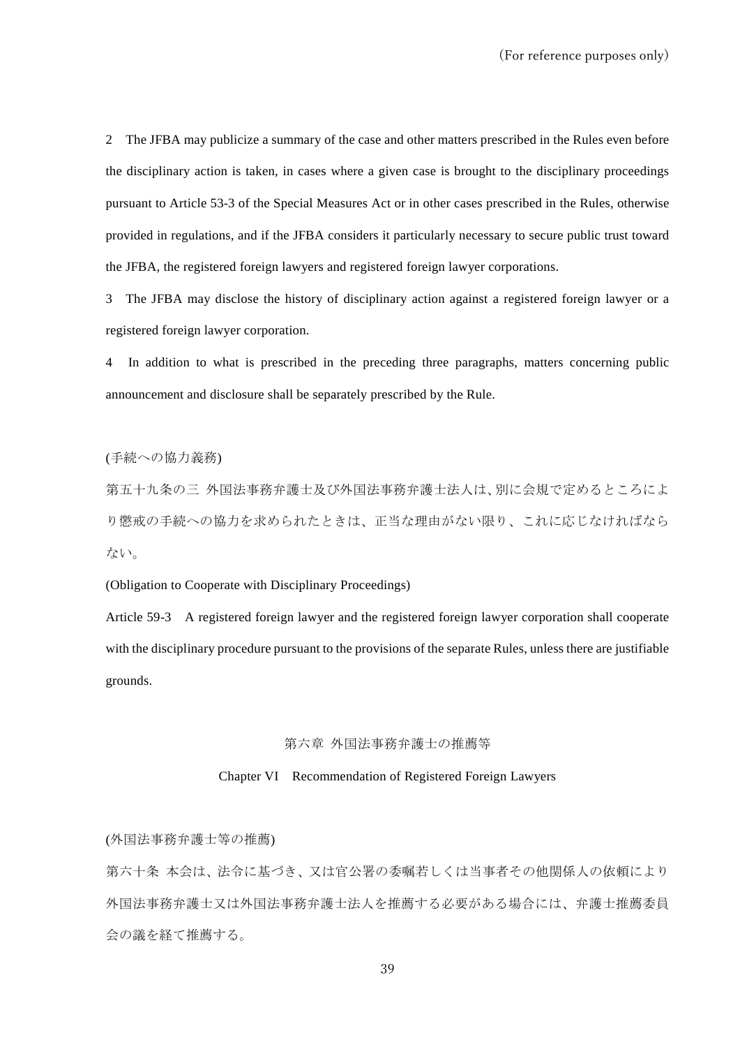2 The JFBA may publicize a summary of the case and other matters prescribed in the Rules even before the disciplinary action is taken, in cases where a given case is brought to the disciplinary proceedings pursuant to Article 53-3 of the Special Measures Act or in other cases prescribed in the Rules, otherwise provided in regulations, and if the JFBA considers it particularly necessary to secure public trust toward the JFBA, the registered foreign lawyers and registered foreign lawyer corporations.

3 The JFBA may disclose the history of disciplinary action against a registered foreign lawyer or a registered foreign lawyer corporation.

4 In addition to what is prescribed in the preceding three paragraphs, matters concerning public announcement and disclosure shall be separately prescribed by the Rule.

(手続への協力義務)

第五十九条の三 外国法事務弁護士及び外国法事務弁護士法人は、別に会規で定めるところにより懲戒の手続への協力を求められたときは、正当な理由がない限り、これに応じなければならない。

(Obligation to Cooperate with Disciplinary Proceedings)

Article 59-3 A registered foreign lawyer and the registered foreign lawyer corporation shall cooperate with the disciplinary procedure pursuant to the provisions of the separate Rules, unless there are justifiable grounds.

## 第六章 外国法事務弁護士の推薦等

## Chapter VI Recommendation of Registered Foreign Lawyers

(外国法事務弁護士等の推薦)

第六十条 本会は、法令に基づき、又は官公署の委嘱若しくは当事者その他関係人の依頼により外国法事務弁護士又は外国法事務弁護士法人を推薦する必要がある場合には、弁護士推薦委員会の議を経て推薦する。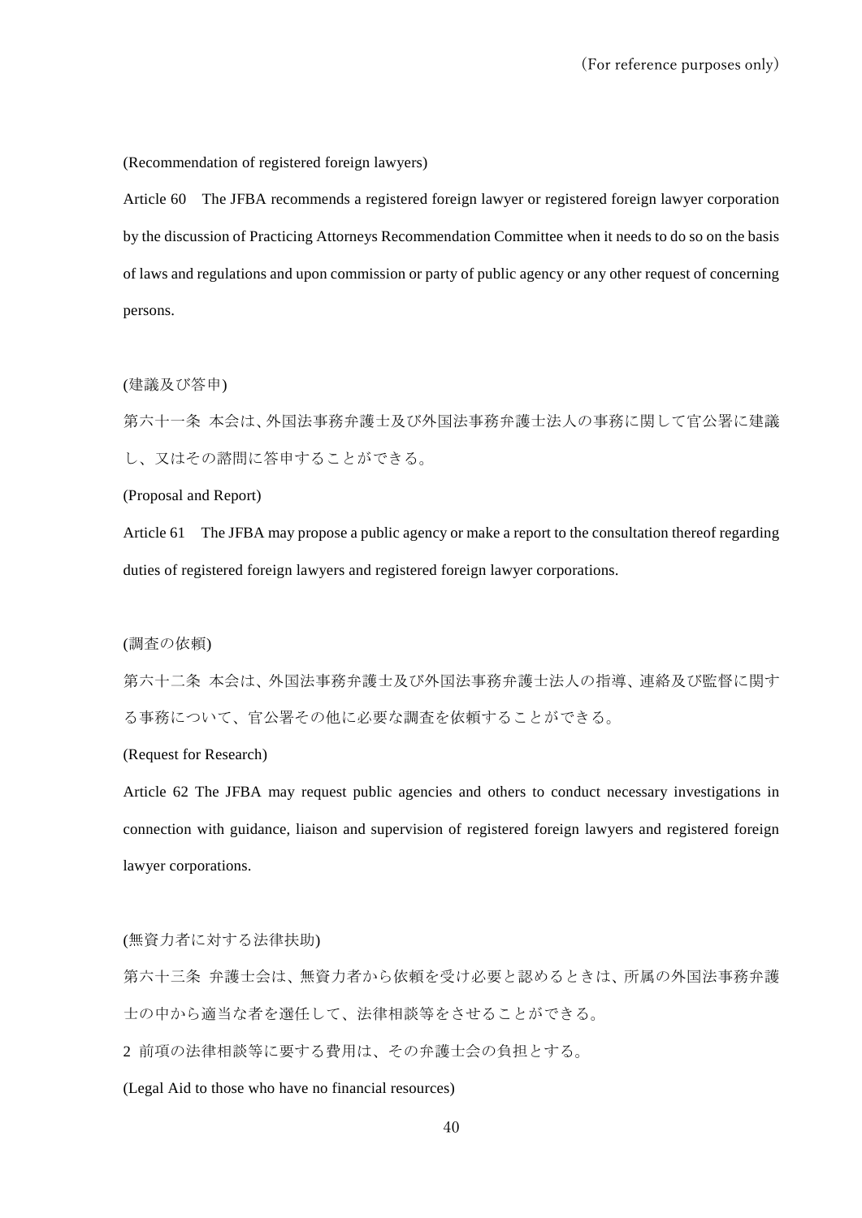(Recommendation of registered foreign lawyers)

Article 60　The JFBA recommends a registered foreign lawyer or registered foreign lawyer corporation by the discussion of Practicing Attorneys Recommendation Committee when it needs to do so on the basis of laws and regulations and upon commission or party of public agency or any other request of concerning persons.

(建議及び答申)

第六十一条　本会は、外国法事務弁護士及び外国法事務弁護士法人の事務に関して官公署に建議し、又はその諮問に答申することができる。

(Proposal and Report)

Article 61　The JFBA may propose a public agency or make a report to the consultation thereof regarding duties of registered foreign lawyers and registered foreign lawyer corporations.

(調査の依頼)

第六十二条　本会は、外国法事務弁護士及び外国法事務弁護士法人の指導、連絡及び監督に関する事務について、官公署その他に必要な調査を依頼することができる。

(Request for Research)

Article 62 The JFBA may request public agencies and others to conduct necessary investigations in connection with guidance, liaison and supervision of registered foreign lawyers and registered foreign lawyer corporations.

(無資力者に対する法律扶助)

第六十三条　弁護士会は、無資力者から依頼を受け必要と認めるときは、所属の外国法事務弁護士の中から適当な者を選任して、法律相談等をさせることができる。

2 前項の法律相談等に要する費用は、その弁護士会の負担とする。

(Legal Aid to those who have no financial resources)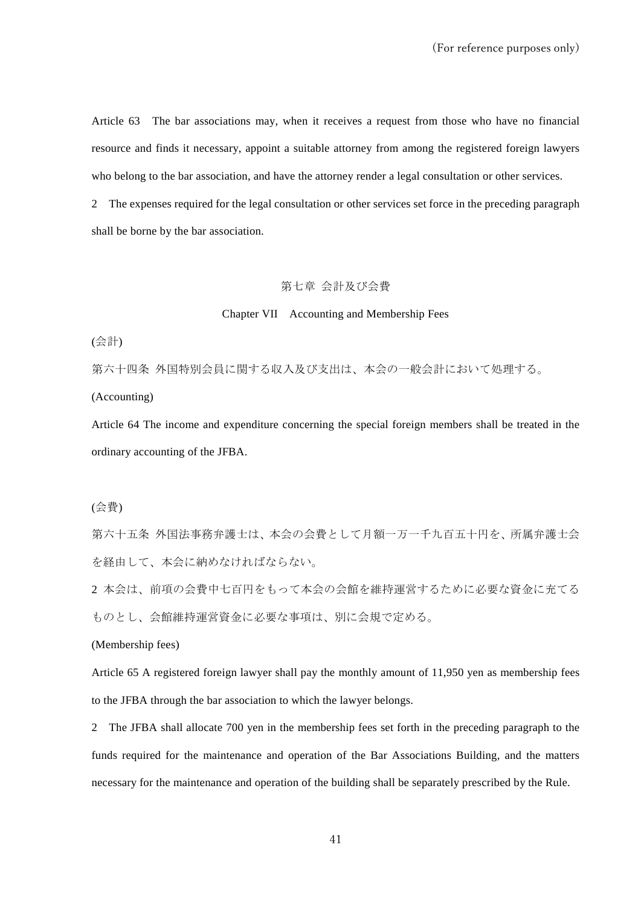(For reference purposes only)

Article 63 The bar associations may, when it receives a request from those who have no financial resource and finds it necessary, appoint a suitable attorney from among the registered foreign lawyers who belong to the bar association, and have the attorney render a legal consultation or other services.

2 The expenses required for the legal consultation or other services set force in the preceding paragraph shall be borne by the bar association.

## 第七章 会計及び会費

## Chapter VII Accounting and Membership Fees

(会計)

第六十四条 外国特別会員に関する収入及び支出は、本会の一般会計において処理する。

(Accounting)

Article 64 The income and expenditure concerning the special foreign members shall be treated in the ordinary accounting of the JFBA.

(会費)

第六十五条 外国法事務弁護士は、本会の会費として月額一万一千九百五十円を、所属弁護士会を経由して、本会に納めなければならない。

2 本会は、前項の会費中七百円をもって本会の会館を維持運営するために必要な資金に充てるものとし、会館維持運営資金に必要な事項は、別に会規で定める。

(Membership fees)

Article 65 A registered foreign lawyer shall pay the monthly amount of 11,950 yen as membership fees to the JFBA through the bar association to which the lawyer belongs.

2 The JFBA shall allocate 700 yen in the membership fees set forth in the preceding paragraph to the funds required for the maintenance and operation of the Bar Associations Building, and the matters necessary for the maintenance and operation of the building shall be separately prescribed by the Rule.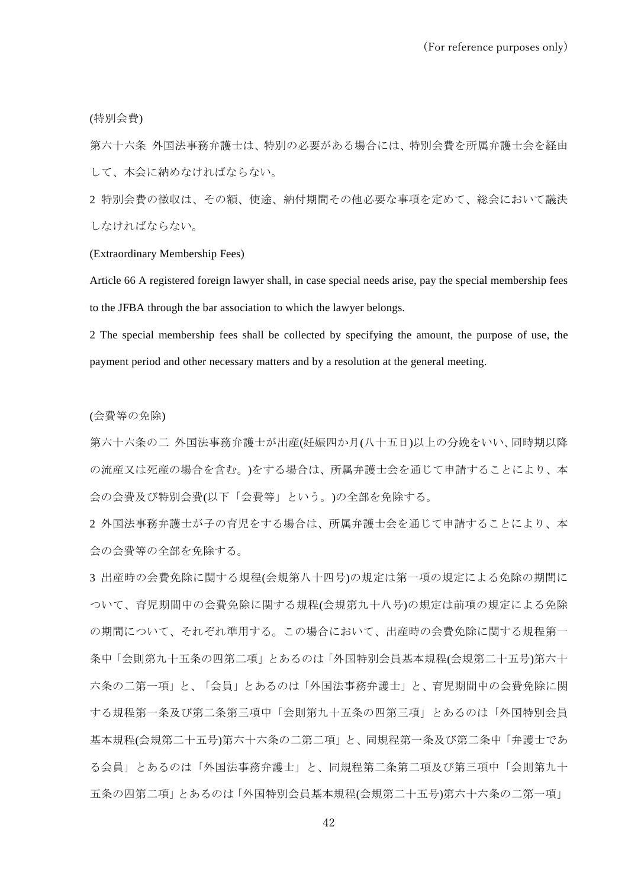(特別会費)

第六十六条 外国法事務弁護士は、特別の必要がある場合には、特別会費を所属弁護士会を経由して、本会に納めなければならない。

2 特別会費の徴収は、その額、使途、納付期間その他必要な事項を定めて、総会において議決しなければならない。

(Extraordinary Membership Fees)

Article 66 A registered foreign lawyer shall, in case special needs arise, pay the special membership fees to the JFBA through the bar association to which the lawyer belongs.

2 The special membership fees shall be collected by specifying the amount, the purpose of use, the payment period and other necessary matters and by a resolution at the general meeting.

(会費等の免除)

第六十六条の二 外国法事務弁護士が出産(妊娠四か月(八十五日)以上の分娩をいい、同時期以降の流産又は死産の場合を含む。)をする場合は、所属弁護士会を通じて申請することにより、本会の会費及び特別会費(以下「会費等」という。)の全部を免除する。

2 外国法事務弁護士が子の育児をする場合は、所属弁護士会を通じて申請することにより、本会の会費等の全部を免除する。

3 出産時の会費免除に関する規程(会規第八十四号)の規定は第一項の規定による免除の期間について、育児期間中の会費免除に関する規程(会規第九十八号)の規定は前項の規定による免除の期間について、それぞれ準用する。この場合において、出産時の会費免除に関する規程第一条中「会則第九十五条の四第二項」とあるのは「外国特別会員基本規程(会規第二十五号)第六十六条の二第一項」と、「会員」とあるのは「外国法事務弁護士」と、育児期間中の会費免除に関する規程第一条及び第二条第三項中「会則第九十五条の四第三項」とあるのは「外国特別会員基本規程(会規第二十五号)第六十六条の二第二項」と、同規程第一条及び第二条中「弁護士である会員」とあるのは「外国法事務弁護士」と、同規程第二条第二項及び第三項中「会則第九十五条の四第二項」とあるのは「外国特別会員基本規程(会規第二十五号)第六十六条の二第一項」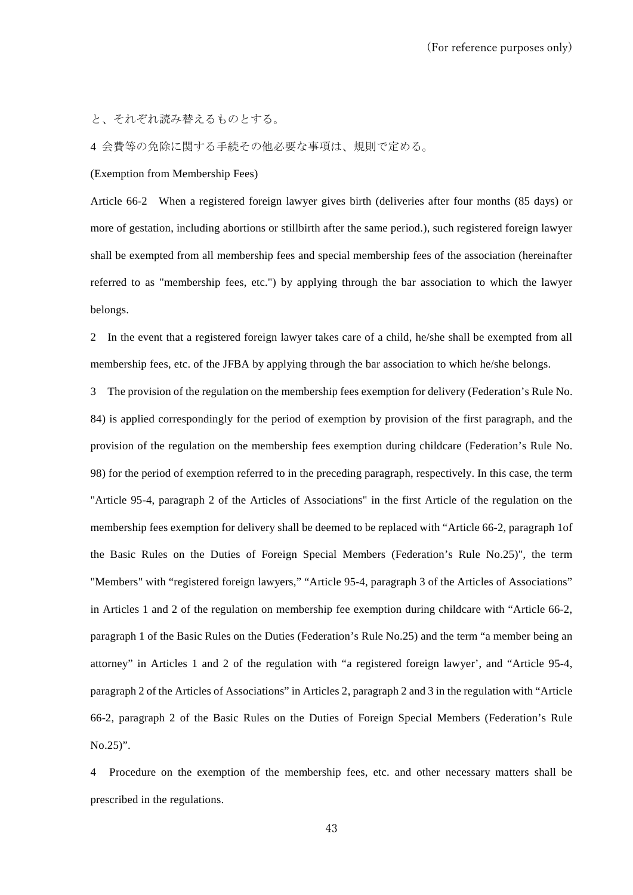と、それぞれ読み替えるものとする。

4 会費等の免除に関する手続その他必要な事項は、規則で定める。

(Exemption from Membership Fees)

Article 66-2 When a registered foreign lawyer gives birth (deliveries after four months (85 days) or more of gestation, including abortions or stillbirth after the same period.), such registered foreign lawyer shall be exempted from all membership fees and special membership fees of the association (hereinafter referred to as "membership fees, etc.") by applying through the bar association to which the lawyer belongs.

2 In the event that a registered foreign lawyer takes care of a child, he/she shall be exempted from all membership fees, etc. of the JFBA by applying through the bar association to which he/she belongs.

3 The provision of the regulation on the membership fees exemption for delivery (Federation's Rule No. 84) is applied correspondingly for the period of exemption by provision of the first paragraph, and the provision of the regulation on the membership fees exemption during childcare (Federation's Rule No. 98) for the period of exemption referred to in the preceding paragraph, respectively. In this case, the term "Article 95-4, paragraph 2 of the Articles of Associations" in the first Article of the regulation on the membership fees exemption for delivery shall be deemed to be replaced with "Article 66-2, paragraph 1of the Basic Rules on the Duties of Foreign Special Members (Federation's Rule No.25)", the term "Members" with "registered foreign lawyers," "Article 95-4, paragraph 3 of the Articles of Associations" in Articles 1 and 2 of the regulation on membership fee exemption during childcare with "Article 66-2, paragraph 1 of the Basic Rules on the Duties (Federation's Rule No.25) and the term "a member being an attorney" in Articles 1 and 2 of the regulation with "a registered foreign lawyer', and "Article 95-4, paragraph 2 of the Articles of Associations" in Articles 2, paragraph 2 and 3 in the regulation with "Article 66-2, paragraph 2 of the Basic Rules on the Duties of Foreign Special Members (Federation's Rule No.25)".

4 Procedure on the exemption of the membership fees, etc. and other necessary matters shall be prescribed in the regulations.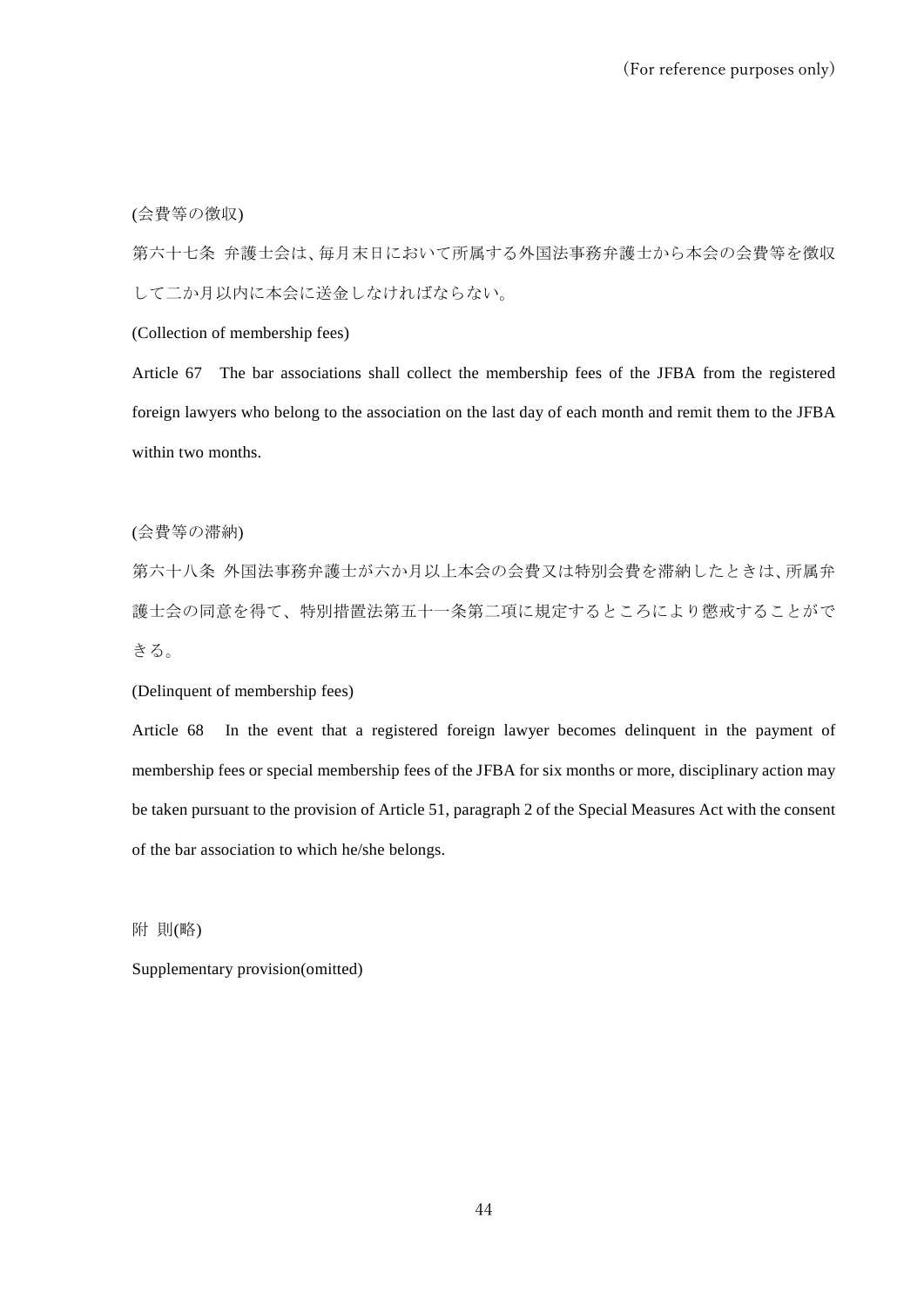(会費等の徴収)

第六十七条 弁護士会は､毎月末日において所属する外国法事務弁護士から本会の会費等を徴収して二か月以内に本会に送金しなければならない。

(Collection of membership fees)

Article 67 The bar associations shall collect the membership fees of the JFBA from the registered foreign lawyers who belong to the association on the last day of each month and remit them to the JFBA within two months.

(会費等の滞納)

第六十八条 外国法事務弁護士が六か月以上本会の会費又は特別会費を滞納したときは､所属弁護士会の同意を得て、特別措置法第五十一条第二項に規定するところにより懲戒することができる。

(Delinquent of membership fees)

Article 68 In the event that a registered foreign lawyer becomes delinquent in the payment of membership fees or special membership fees of the JFBA for six months or more, disciplinary action may be taken pursuant to the provision of Article 51, paragraph 2 of the Special Measures Act with the consent of the bar association to which he/she belongs.

附 則(略)

Supplementary provision(omitted)